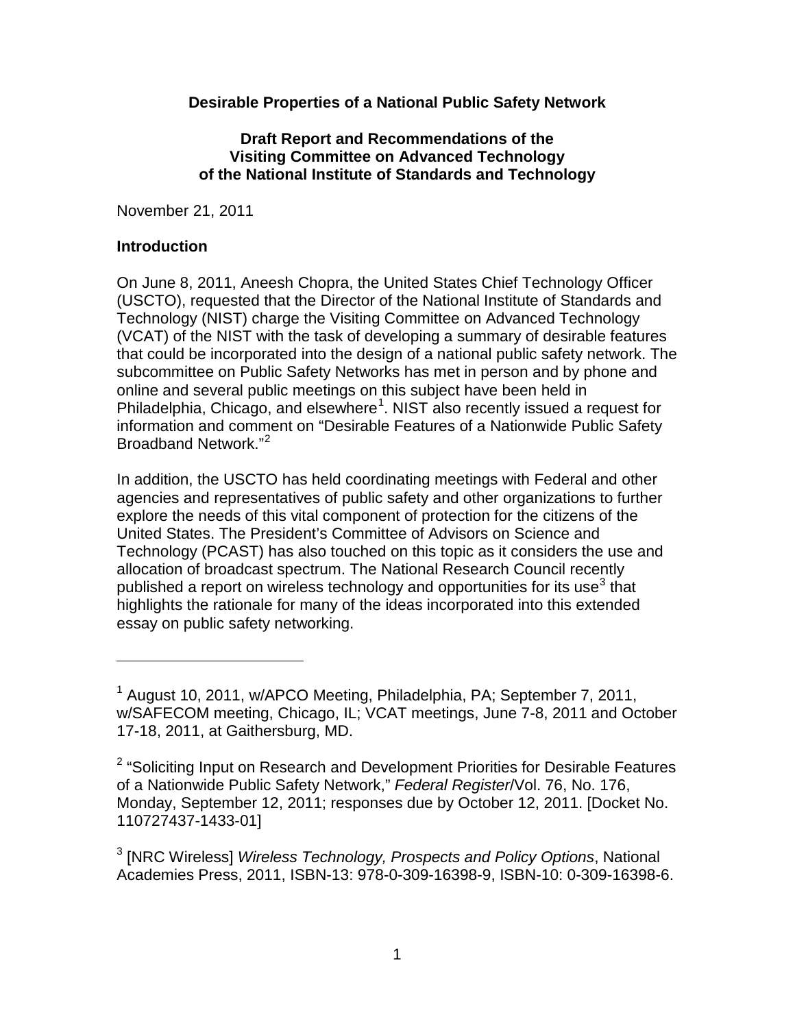**Desirable Properties of a National Public Safety Network**

**Draft Report and Recommendations of the Visiting Committee on Advanced Technology of the National Institute of Standards and Technology**

November 21, 2011

## Introduction

On June 8, 2011, Aneesh Chopra, the United States Chief Technology Officer (USCTO), requested that the Director of the National Institute of Standards and Technology (NIST) charge the Visiting Committee on Advanced Technology (VCAT) of the NIST with the task of developing a summary of desirable features that could be incorporated into the design of a national public safety network. The subcommittee on Public Safety Networks has met in person and by phone and online and several public meetings on this subject have been held in Philadelphia, Chicago, and elsewhere[1]. NIST also recently issued a request for information and comment on "Desirable Features of a Nationwide Public Safety Broadband Network."[2]

In addition, the USCTO has held coordinating meetings with Federal and other agencies and representatives of public safety and other organizations to further explore the needs of this vital component of protection for the citizens of the United States. The President's Committee of Advisors on Science and Technology (PCAST) has also touched on this topic as it considers the use and allocation of broadcast spectrum. The National Research Council recently published a report on wireless technology and opportunities for its use[3] that highlights the rationale for many of the ideas incorporated into this extended essay on public safety networking.

---

[1] August 10, 2011, w/APCO Meeting, Philadelphia, PA; September 7, 2011, w/SAFECOM meeting, Chicago, IL; VCAT meetings, June 7-8, 2011 and October 17-18, 2011, at Gaithersburg, MD.

[2] "Soliciting Input on Research and Development Priorities for Desirable Features of a Nationwide Public Safety Network," *Federal Register*/Vol. 76, No. 176, Monday, September 12, 2011; responses due by October 12, 2011. [Docket No. 110727437-1433-01]

[3] [NRC Wireless] *Wireless Technology, Prospects and Policy Options*, National Academies Press, 2011, ISBN-13: 978-0-309-16398-9, ISBN-10: 0-309-16398-6.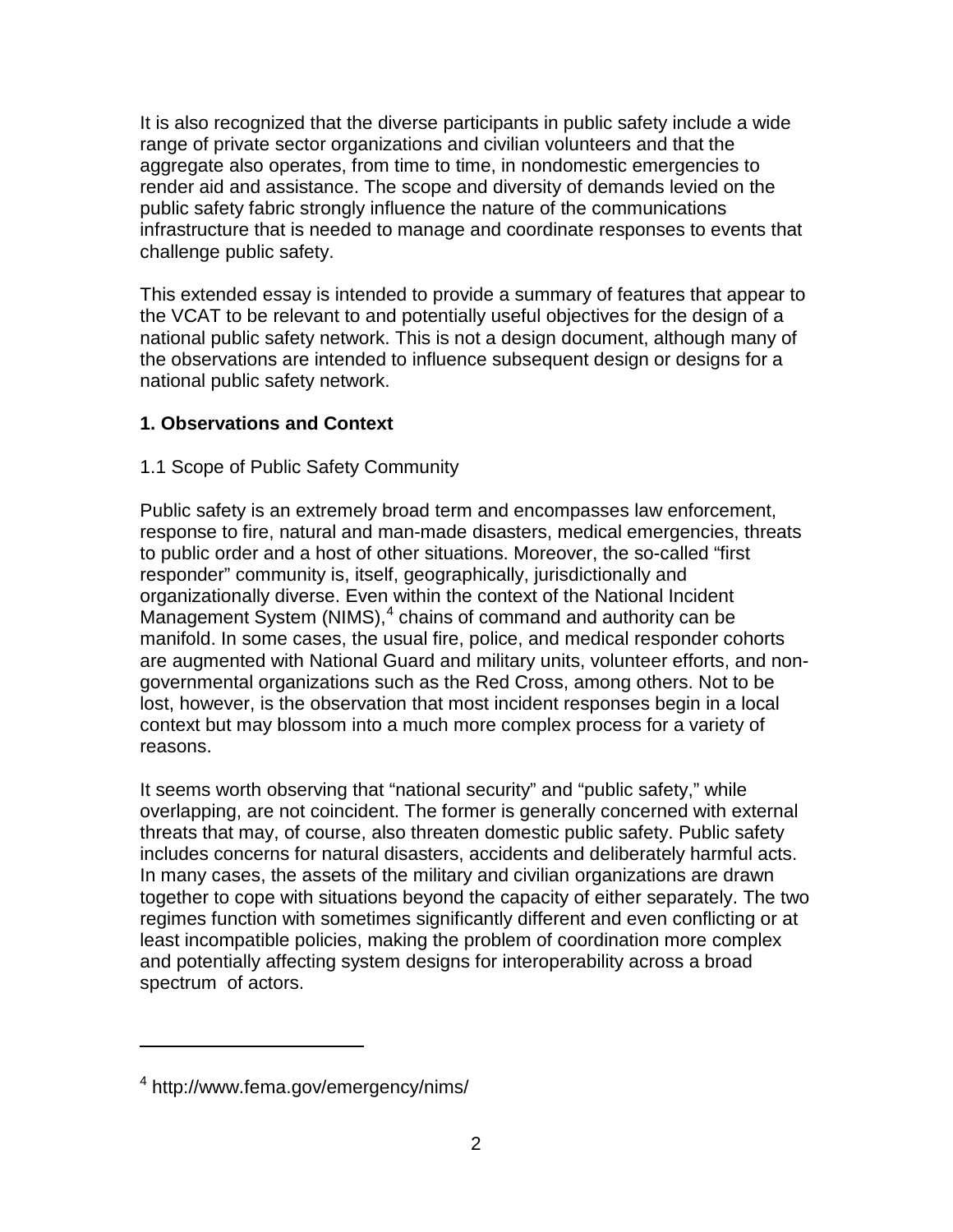It is also recognized that the diverse participants in public safety include a wide range of private sector organizations and civilian volunteers and that the aggregate also operates, from time to time, in nondomestic emergencies to render aid and assistance. The scope and diversity of demands levied on the public safety fabric strongly influence the nature of the communications infrastructure that is needed to manage and coordinate responses to events that challenge public safety.

This extended essay is intended to provide a summary of features that appear to the VCAT to be relevant to and potentially useful objectives for the design of a national public safety network. This is not a design document, although many of the observations are intended to influence subsequent design or designs for a national public safety network.

## 1. Observations and Context

### 1.1 Scope of Public Safety Community

Public safety is an extremely broad term and encompasses law enforcement, response to fire, natural and man-made disasters, medical emergencies, threats to public order and a host of other situations. Moreover, the so-called "first responder" community is, itself, geographically, jurisdictionally and organizationally diverse. Even within the context of the National Incident Management System (NIMS),[4] chains of command and authority can be manifold. In some cases, the usual fire, police, and medical responder cohorts are augmented with National Guard and military units, volunteer efforts, and non-governmental organizations such as the Red Cross, among others. Not to be lost, however, is the observation that most incident responses begin in a local context but may blossom into a much more complex process for a variety of reasons.

It seems worth observing that "national security" and "public safety," while overlapping, are not coincident. The former is generally concerned with external threats that may, of course, also threaten domestic public safety. Public safety includes concerns for natural disasters, accidents and deliberately harmful acts. In many cases, the assets of the military and civilian organizations are drawn together to cope with situations beyond the capacity of either separately. The two regimes function with sometimes significantly different and even conflicting or at least incompatible policies, making the problem of coordination more complex and potentially affecting system designs for interoperability across a broad spectrum of actors.

---

[4] http://www.fema.gov/emergency/nims/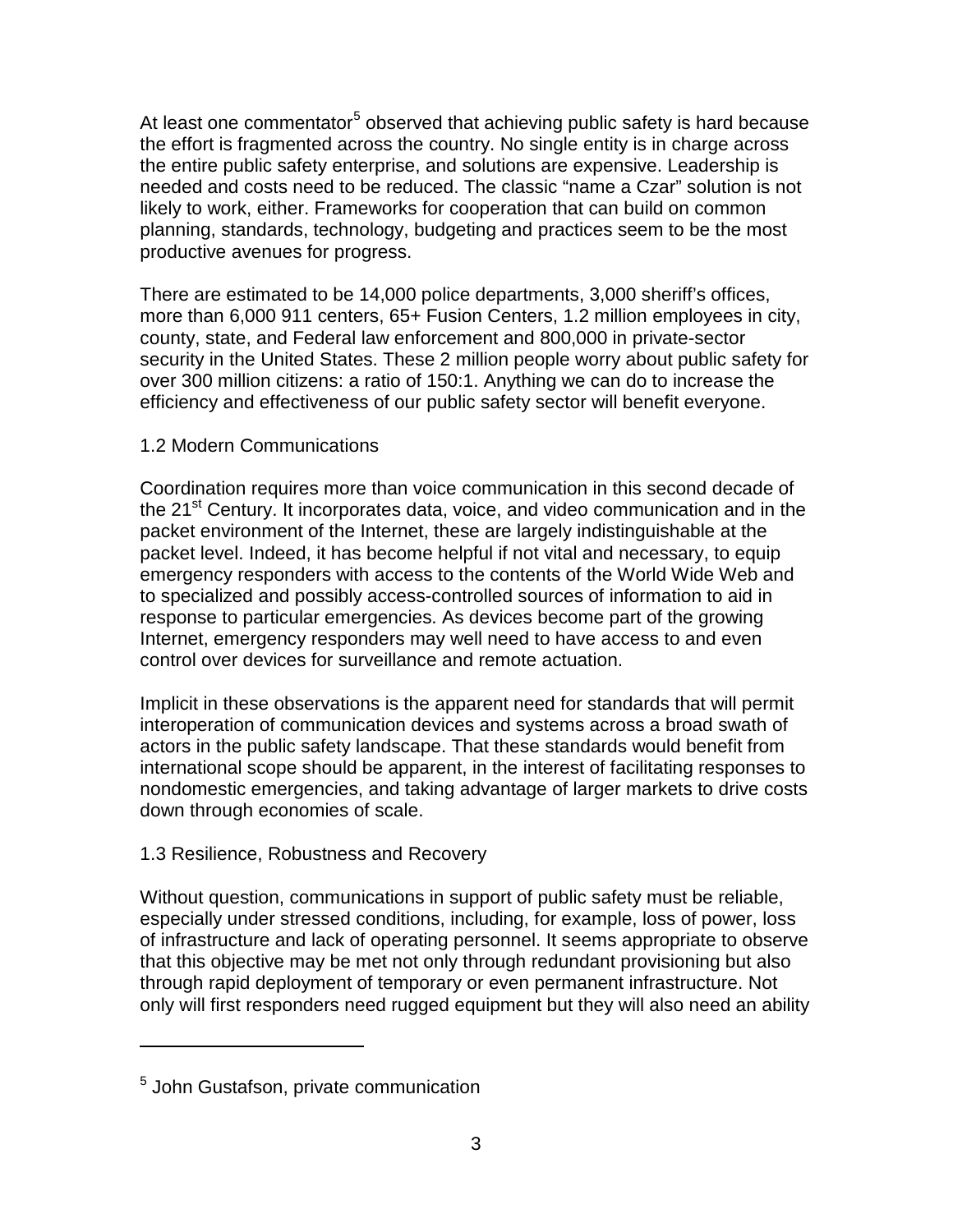At least one commentator[5] observed that achieving public safety is hard because the effort is fragmented across the country. No single entity is in charge across the entire public safety enterprise, and solutions are expensive. Leadership is needed and costs need to be reduced. The classic "name a Czar" solution is not likely to work, either. Frameworks for cooperation that can build on common planning, standards, technology, budgeting and practices seem to be the most productive avenues for progress.

There are estimated to be 14,000 police departments, 3,000 sheriff's offices, more than 6,000 911 centers, 65+ Fusion Centers, 1.2 million employees in city, county, state, and Federal law enforcement and 800,000 in private-sector security in the United States. These 2 million people worry about public safety for over 300 million citizens: a ratio of 150:1. Anything we can do to increase the efficiency and effectiveness of our public safety sector will benefit everyone.

## 1.2 Modern Communications

Coordination requires more than voice communication in this second decade of the 21st Century. It incorporates data, voice, and video communication and in the packet environment of the Internet, these are largely indistinguishable at the packet level. Indeed, it has become helpful if not vital and necessary, to equip emergency responders with access to the contents of the World Wide Web and to specialized and possibly access-controlled sources of information to aid in response to particular emergencies. As devices become part of the growing Internet, emergency responders may well need to have access to and even control over devices for surveillance and remote actuation.

Implicit in these observations is the apparent need for standards that will permit interoperation of communication devices and systems across a broad swath of actors in the public safety landscape. That these standards would benefit from international scope should be apparent, in the interest of facilitating responses to nondomestic emergencies, and taking advantage of larger markets to drive costs down through economies of scale.

## 1.3 Resilience, Robustness and Recovery

Without question, communications in support of public safety must be reliable, especially under stressed conditions, including, for example, loss of power, loss of infrastructure and lack of operating personnel. It seems appropriate to observe that this objective may be met not only through redundant provisioning but also through rapid deployment of temporary or even permanent infrastructure. Not only will first responders need rugged equipment but they will also need an ability

---

[5] John Gustafson, private communication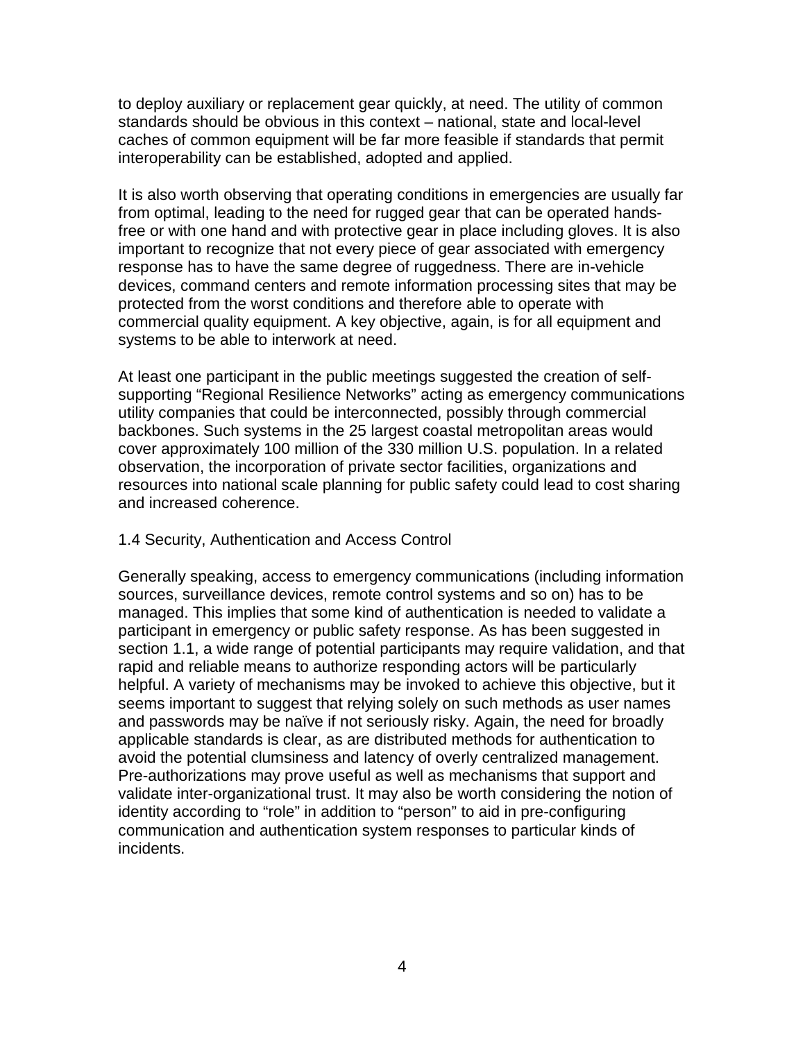to deploy auxiliary or replacement gear quickly, at need. The utility of common standards should be obvious in this context – national, state and local-level caches of common equipment will be far more feasible if standards that permit interoperability can be established, adopted and applied.

It is also worth observing that operating conditions in emergencies are usually far from optimal, leading to the need for rugged gear that can be operated hands-free or with one hand and with protective gear in place including gloves. It is also important to recognize that not every piece of gear associated with emergency response has to have the same degree of ruggedness. There are in-vehicle devices, command centers and remote information processing sites that may be protected from the worst conditions and therefore able to operate with commercial quality equipment. A key objective, again, is for all equipment and systems to be able to interwork at need.

At least one participant in the public meetings suggested the creation of self-supporting "Regional Resilience Networks" acting as emergency communications utility companies that could be interconnected, possibly through commercial backbones. Such systems in the 25 largest coastal metropolitan areas would cover approximately 100 million of the 330 million U.S. population. In a related observation, the incorporation of private sector facilities, organizations and resources into national scale planning for public safety could lead to cost sharing and increased coherence.

## 1.4 Security, Authentication and Access Control

Generally speaking, access to emergency communications (including information sources, surveillance devices, remote control systems and so on) has to be managed. This implies that some kind of authentication is needed to validate a participant in emergency or public safety response. As has been suggested in section 1.1, a wide range of potential participants may require validation, and that rapid and reliable means to authorize responding actors will be particularly helpful. A variety of mechanisms may be invoked to achieve this objective, but it seems important to suggest that relying solely on such methods as user names and passwords may be naïve if not seriously risky. Again, the need for broadly applicable standards is clear, as are distributed methods for authentication to avoid the potential clumsiness and latency of overly centralized management. Pre-authorizations may prove useful as well as mechanisms that support and validate inter-organizational trust. It may also be worth considering the notion of identity according to "role" in addition to "person" to aid in pre-configuring communication and authentication system responses to particular kinds of incidents.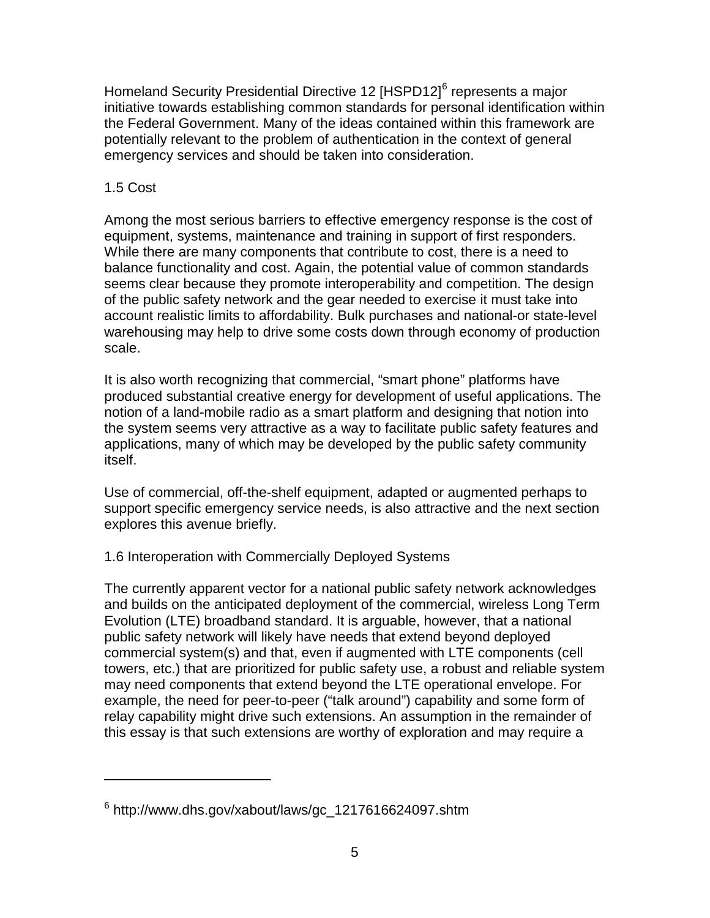Homeland Security Presidential Directive 12 [HSPD12][6] represents a major initiative towards establishing common standards for personal identification within the Federal Government. Many of the ideas contained within this framework are potentially relevant to the problem of authentication in the context of general emergency services and should be taken into consideration.

## 1.5 Cost

Among the most serious barriers to effective emergency response is the cost of equipment, systems, maintenance and training in support of first responders. While there are many components that contribute to cost, there is a need to balance functionality and cost. Again, the potential value of common standards seems clear because they promote interoperability and competition. The design of the public safety network and the gear needed to exercise it must take into account realistic limits to affordability. Bulk purchases and national-or state-level warehousing may help to drive some costs down through economy of production scale.

It is also worth recognizing that commercial, "smart phone" platforms have produced substantial creative energy for development of useful applications. The notion of a land-mobile radio as a smart platform and designing that notion into the system seems very attractive as a way to facilitate public safety features and applications, many of which may be developed by the public safety community itself.

Use of commercial, off-the-shelf equipment, adapted or augmented perhaps to support specific emergency service needs, is also attractive and the next section explores this avenue briefly.

## 1.6 Interoperation with Commercially Deployed Systems

The currently apparent vector for a national public safety network acknowledges and builds on the anticipated deployment of the commercial, wireless Long Term Evolution (LTE) broadband standard. It is arguable, however, that a national public safety network will likely have needs that extend beyond deployed commercial system(s) and that, even if augmented with LTE components (cell towers, etc.) that are prioritized for public safety use, a robust and reliable system may need components that extend beyond the LTE operational envelope. For example, the need for peer-to-peer ("talk around") capability and some form of relay capability might drive such extensions. An assumption in the remainder of this essay is that such extensions are worthy of exploration and may require a

---

[6] http://www.dhs.gov/xabout/laws/gc_1217616624097.shtm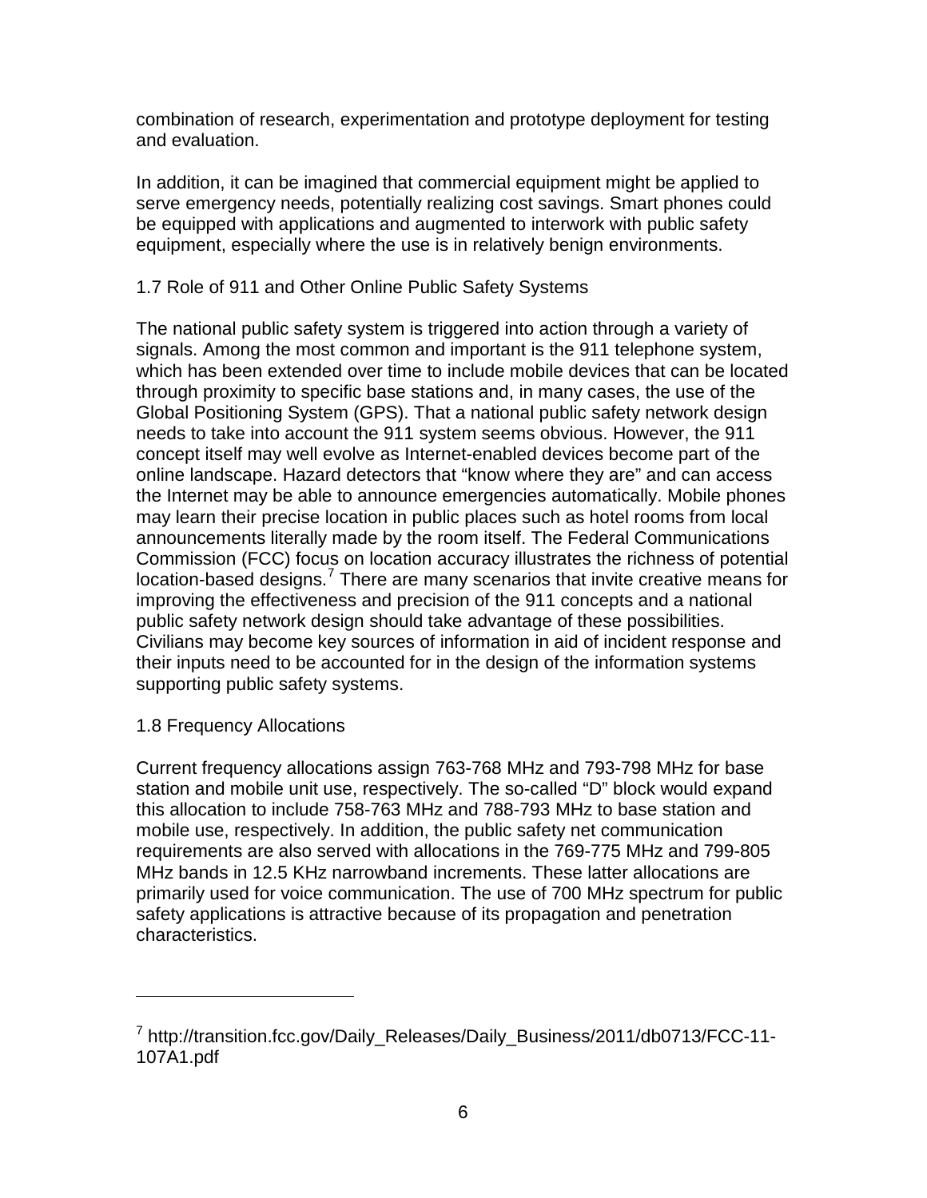combination of research, experimentation and prototype deployment for testing and evaluation.

In addition, it can be imagined that commercial equipment might be applied to serve emergency needs, potentially realizing cost savings. Smart phones could be equipped with applications and augmented to interwork with public safety equipment, especially where the use is in relatively benign environments.

## 1.7 Role of 911 and Other Online Public Safety Systems

The national public safety system is triggered into action through a variety of signals. Among the most common and important is the 911 telephone system, which has been extended over time to include mobile devices that can be located through proximity to specific base stations and, in many cases, the use of the Global Positioning System (GPS). That a national public safety network design needs to take into account the 911 system seems obvious. However, the 911 concept itself may well evolve as Internet-enabled devices become part of the online landscape. Hazard detectors that “know where they are” and can access the Internet may be able to announce emergencies automatically. Mobile phones may learn their precise location in public places such as hotel rooms from local announcements literally made by the room itself. The Federal Communications Commission (FCC) focus on location accuracy illustrates the richness of potential location-based designs.[7] There are many scenarios that invite creative means for improving the effectiveness and precision of the 911 concepts and a national public safety network design should take advantage of these possibilities. Civilians may become key sources of information in aid of incident response and their inputs need to be accounted for in the design of the information systems supporting public safety systems.

## 1.8 Frequency Allocations

Current frequency allocations assign 763-768 MHz and 793-798 MHz for base station and mobile unit use, respectively. The so-called “D” block would expand this allocation to include 758-763 MHz and 788-793 MHz to base station and mobile use, respectively. In addition, the public safety net communication requirements are also served with allocations in the 769-775 MHz and 799-805 MHz bands in 12.5 KHz narrowband increments. These latter allocations are primarily used for voice communication. The use of 700 MHz spectrum for public safety applications is attractive because of its propagation and penetration characteristics.

---

[7] http://transition.fcc.gov/Daily_Releases/Daily_Business/2011/db0713/FCC-11-107A1.pdf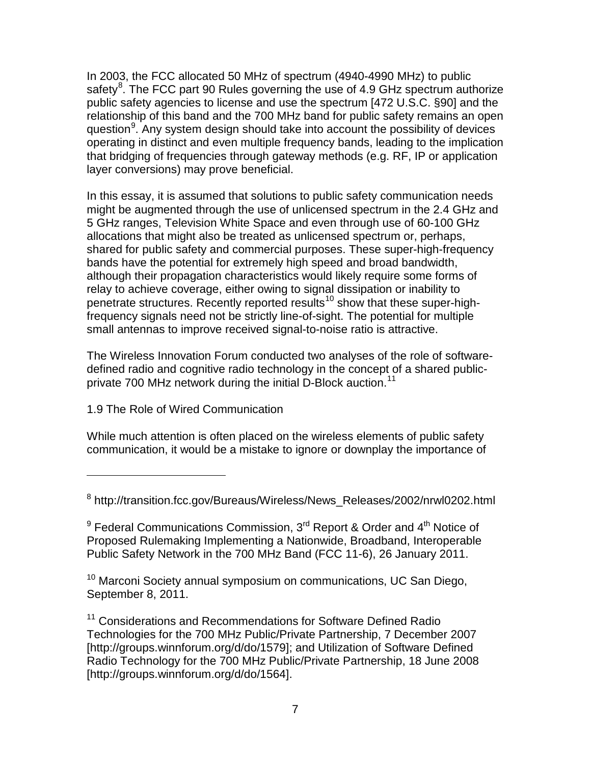In 2003, the FCC allocated 50 MHz of spectrum (4940-4990 MHz) to public safety[8]. The FCC part 90 Rules governing the use of 4.9 GHz spectrum authorize public safety agencies to license and use the spectrum [472 U.S.C. §90] and the relationship of this band and the 700 MHz band for public safety remains an open question[9]. Any system design should take into account the possibility of devices operating in distinct and even multiple frequency bands, leading to the implication that bridging of frequencies through gateway methods (e.g. RF, IP or application layer conversions) may prove beneficial.

In this essay, it is assumed that solutions to public safety communication needs might be augmented through the use of unlicensed spectrum in the 2.4 GHz and 5 GHz ranges, Television White Space and even through use of 60-100 GHz allocations that might also be treated as unlicensed spectrum or, perhaps, shared for public safety and commercial purposes. These super-high-frequency bands have the potential for extremely high speed and broad bandwidth, although their propagation characteristics would likely require some forms of relay to achieve coverage, either owing to signal dissipation or inability to penetrate structures. Recently reported results[10] show that these super-high-frequency signals need not be strictly line-of-sight. The potential for multiple small antennas to improve received signal-to-noise ratio is attractive.

The Wireless Innovation Forum conducted two analyses of the role of software-defined radio and cognitive radio technology in the concept of a shared public-private 700 MHz network during the initial D-Block auction.[11]

## 1.9 The Role of Wired Communication

While much attention is often placed on the wireless elements of public safety communication, it would be a mistake to ignore or downplay the importance of

---

[8] http://transition.fcc.gov/Bureaus/Wireless/News_Releases/2002/nrwl0202.html

[9] Federal Communications Commission, 3rd Report & Order and 4th Notice of Proposed Rulemaking Implementing a Nationwide, Broadband, Interoperable Public Safety Network in the 700 MHz Band (FCC 11-6), 26 January 2011.

[10] Marconi Society annual symposium on communications, UC San Diego, September 8, 2011.

[11] Considerations and Recommendations for Software Defined Radio Technologies for the 700 MHz Public/Private Partnership, 7 December 2007 [http://groups.winnforum.org/d/do/1579]; and Utilization of Software Defined Radio Technology for the 700 MHz Public/Private Partnership, 18 June 2008 [http://groups.winnforum.org/d/do/1564].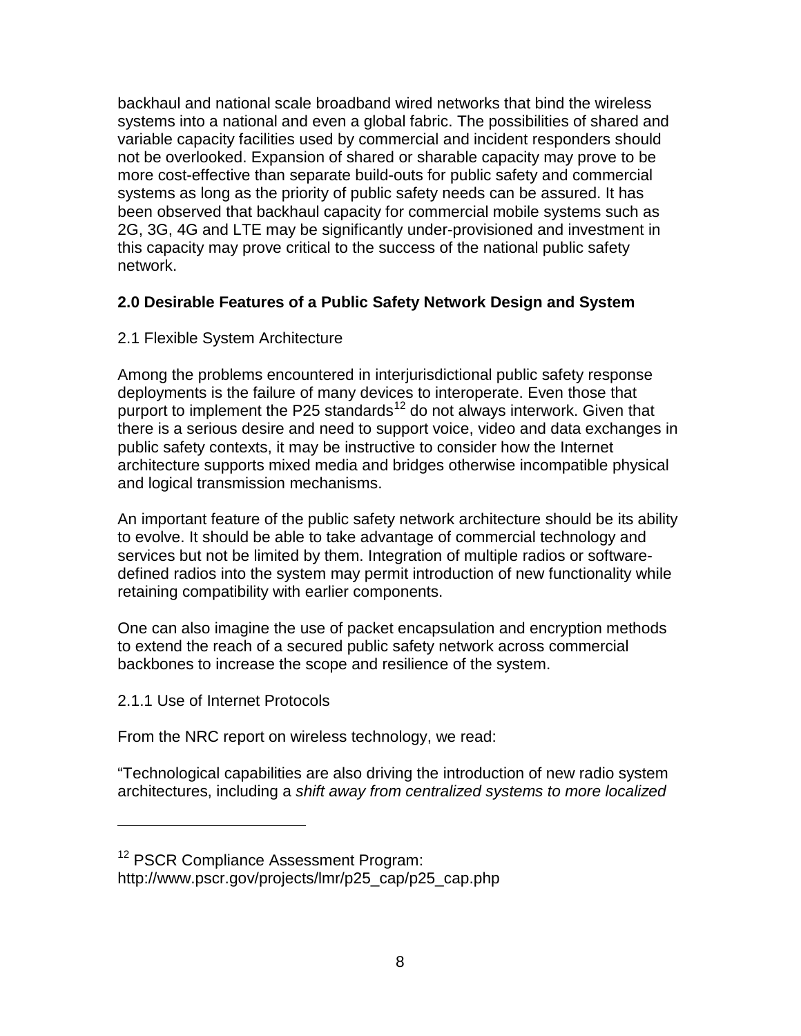backhaul and national scale broadband wired networks that bind the wireless systems into a national and even a global fabric. The possibilities of shared and variable capacity facilities used by commercial and incident responders should not be overlooked. Expansion of shared or sharable capacity may prove to be more cost-effective than separate build-outs for public safety and commercial systems as long as the priority of public safety needs can be assured. It has been observed that backhaul capacity for commercial mobile systems such as 2G, 3G, 4G and LTE may be significantly under-provisioned and investment in this capacity may prove critical to the success of the national public safety network.

## 2.0 Desirable Features of a Public Safety Network Design and System

### 2.1 Flexible System Architecture

Among the problems encountered in interjurisdictional public safety response deployments is the failure of many devices to interoperate. Even those that purport to implement the P25 standards[12] do not always interwork. Given that there is a serious desire and need to support voice, video and data exchanges in public safety contexts, it may be instructive to consider how the Internet architecture supports mixed media and bridges otherwise incompatible physical and logical transmission mechanisms.

An important feature of the public safety network architecture should be its ability to evolve. It should be able to take advantage of commercial technology and services but not be limited by them. Integration of multiple radios or software-defined radios into the system may permit introduction of new functionality while retaining compatibility with earlier components.

One can also imagine the use of packet encapsulation and encryption methods to extend the reach of a secured public safety network across commercial backbones to increase the scope and resilience of the system.

#### 2.1.1 Use of Internet Protocols

From the NRC report on wireless technology, we read:

"Technological capabilities are also driving the introduction of new radio system architectures, including a *shift away from centralized systems to more localized*

---

[12] PSCR Compliance Assessment Program: http://www.pscr.gov/projects/lmr/p25_cap/p25_cap.php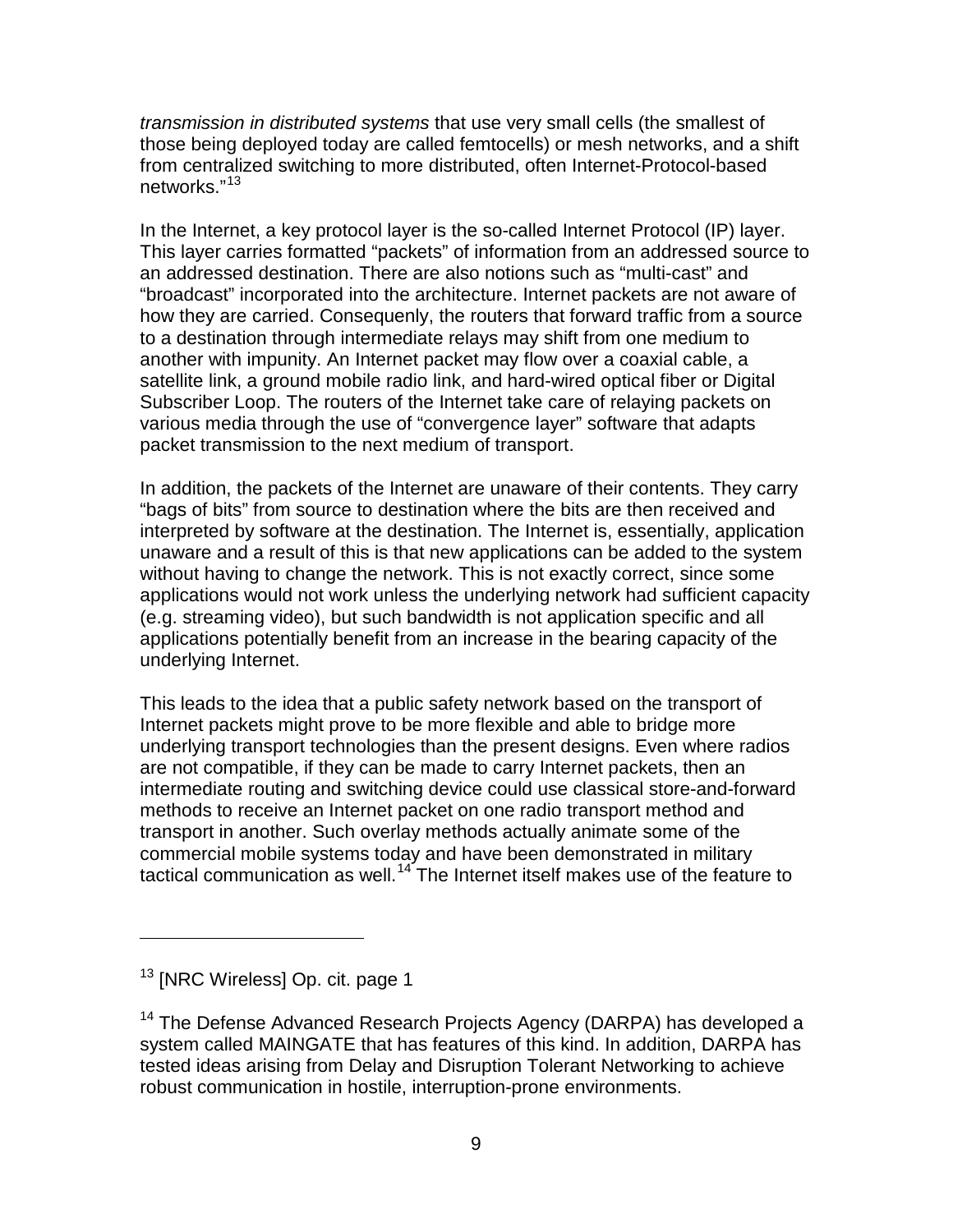*transmission in distributed systems* that use very small cells (the smallest of those being deployed today are called femtocells) or mesh networks, and a shift from centralized switching to more distributed, often Internet-Protocol-based networks."[13]

In the Internet, a key protocol layer is the so-called Internet Protocol (IP) layer. This layer carries formatted "packets" of information from an addressed source to an addressed destination. There are also notions such as "multi-cast" and "broadcast" incorporated into the architecture. Internet packets are not aware of how they are carried. Consequenly, the routers that forward traffic from a source to a destination through intermediate relays may shift from one medium to another with impunity. An Internet packet may flow over a coaxial cable, a satellite link, a ground mobile radio link, and hard-wired optical fiber or Digital Subscriber Loop. The routers of the Internet take care of relaying packets on various media through the use of "convergence layer" software that adapts packet transmission to the next medium of transport.

In addition, the packets of the Internet are unaware of their contents. They carry "bags of bits" from source to destination where the bits are then received and interpreted by software at the destination. The Internet is, essentially, application unaware and a result of this is that new applications can be added to the system without having to change the network. This is not exactly correct, since some applications would not work unless the underlying network had sufficient capacity (e.g. streaming video), but such bandwidth is not application specific and all applications potentially benefit from an increase in the bearing capacity of the underlying Internet.

This leads to the idea that a public safety network based on the transport of Internet packets might prove to be more flexible and able to bridge more underlying transport technologies than the present designs. Even where radios are not compatible, if they can be made to carry Internet packets, then an intermediate routing and switching device could use classical store-and-forward methods to receive an Internet packet on one radio transport method and transport in another. Such overlay methods actually animate some of the commercial mobile systems today and have been demonstrated in military tactical communication as well.[14] The Internet itself makes use of the feature to

---

[13] [NRC Wireless] Op. cit. page 1

[14] The Defense Advanced Research Projects Agency (DARPA) has developed a system called MAINGATE that has features of this kind. In addition, DARPA has tested ideas arising from Delay and Disruption Tolerant Networking to achieve robust communication in hostile, interruption-prone environments.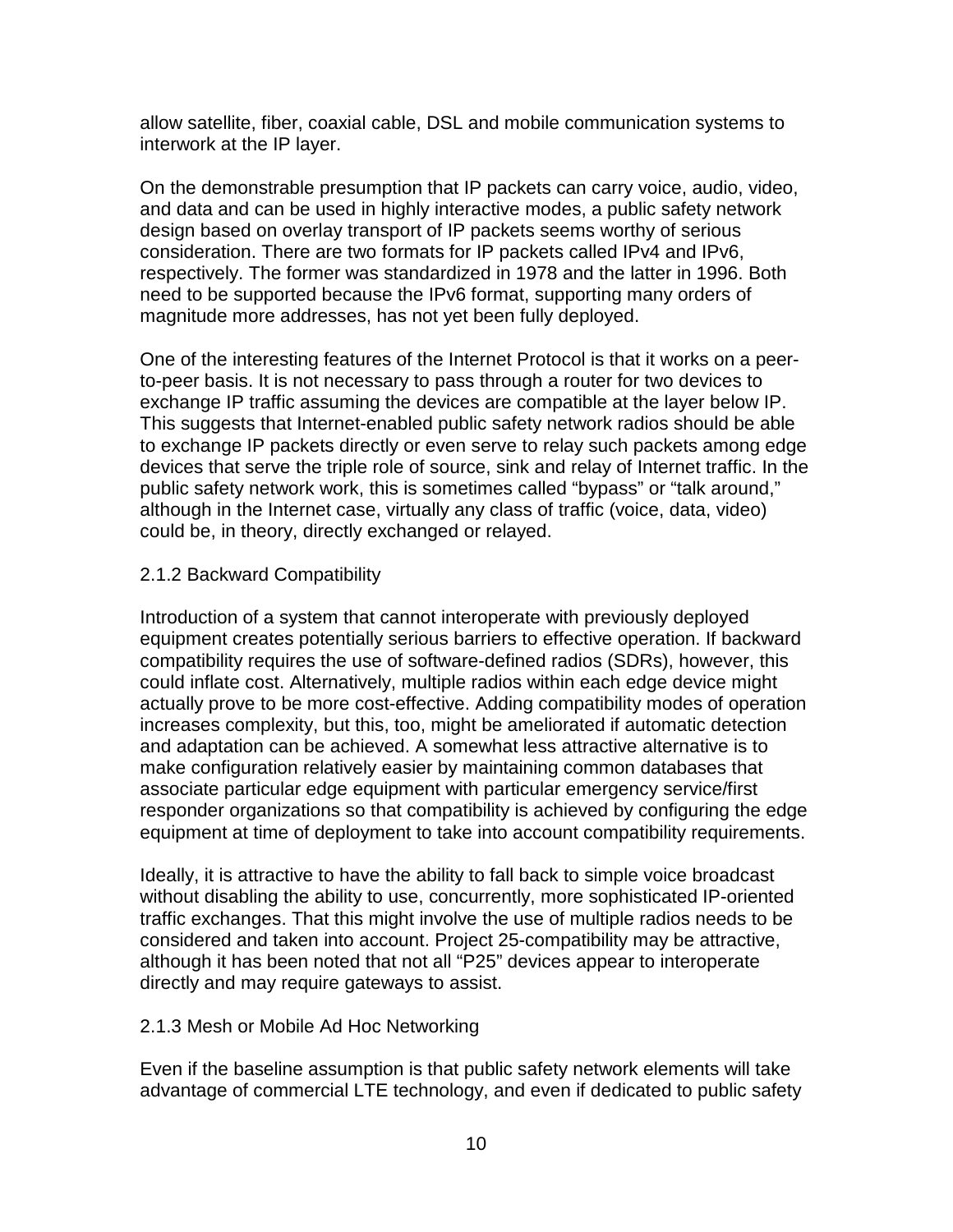allow satellite, fiber, coaxial cable, DSL and mobile communication systems to interwork at the IP layer.

On the demonstrable presumption that IP packets can carry voice, audio, video, and data and can be used in highly interactive modes, a public safety network design based on overlay transport of IP packets seems worthy of serious consideration. There are two formats for IP packets called IPv4 and IPv6, respectively. The former was standardized in 1978 and the latter in 1996. Both need to be supported because the IPv6 format, supporting many orders of magnitude more addresses, has not yet been fully deployed.

One of the interesting features of the Internet Protocol is that it works on a peer-to-peer basis. It is not necessary to pass through a router for two devices to exchange IP traffic assuming the devices are compatible at the layer below IP. This suggests that Internet-enabled public safety network radios should be able to exchange IP packets directly or even serve to relay such packets among edge devices that serve the triple role of source, sink and relay of Internet traffic. In the public safety network work, this is sometimes called "bypass" or "talk around," although in the Internet case, virtually any class of traffic (voice, data, video) could be, in theory, directly exchanged or relayed.

### 2.1.2 Backward Compatibility

Introduction of a system that cannot interoperate with previously deployed equipment creates potentially serious barriers to effective operation. If backward compatibility requires the use of software-defined radios (SDRs), however, this could inflate cost. Alternatively, multiple radios within each edge device might actually prove to be more cost-effective. Adding compatibility modes of operation increases complexity, but this, too, might be ameliorated if automatic detection and adaptation can be achieved. A somewhat less attractive alternative is to make configuration relatively easier by maintaining common databases that associate particular edge equipment with particular emergency service/first responder organizations so that compatibility is achieved by configuring the edge equipment at time of deployment to take into account compatibility requirements.

Ideally, it is attractive to have the ability to fall back to simple voice broadcast without disabling the ability to use, concurrently, more sophisticated IP-oriented traffic exchanges. That this might involve the use of multiple radios needs to be considered and taken into account. Project 25-compatibility may be attractive, although it has been noted that not all "P25" devices appear to interoperate directly and may require gateways to assist.

### 2.1.3 Mesh or Mobile Ad Hoc Networking

Even if the baseline assumption is that public safety network elements will take advantage of commercial LTE technology, and even if dedicated to public safety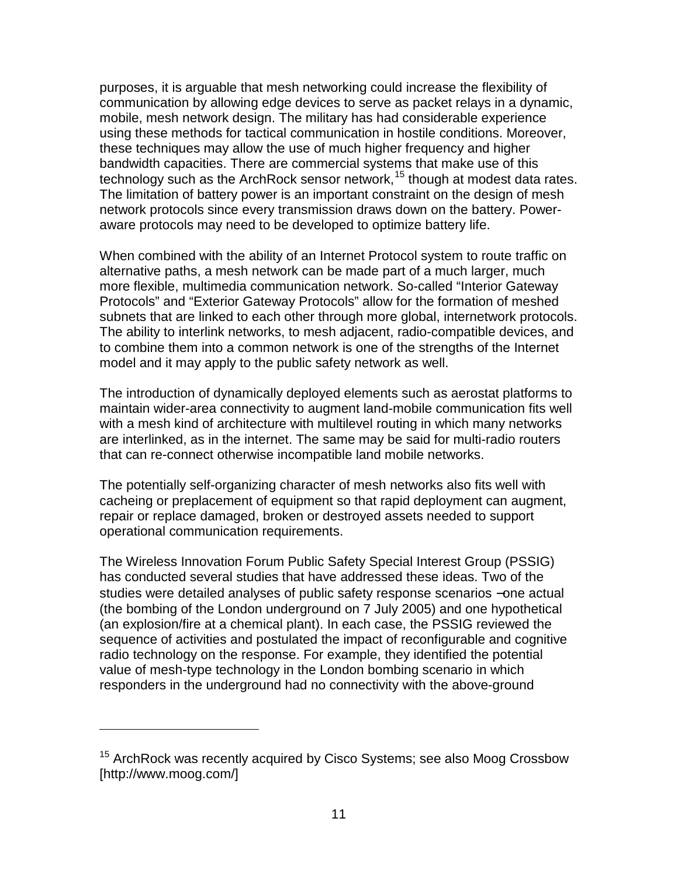purposes, it is arguable that mesh networking could increase the flexibility of communication by allowing edge devices to serve as packet relays in a dynamic, mobile, mesh network design. The military has had considerable experience using these methods for tactical communication in hostile conditions. Moreover, these techniques may allow the use of much higher frequency and higher bandwidth capacities. There are commercial systems that make use of this technology such as the ArchRock sensor network,[15] though at modest data rates. The limitation of battery power is an important constraint on the design of mesh network protocols since every transmission draws down on the battery. Power-aware protocols may need to be developed to optimize battery life.

When combined with the ability of an Internet Protocol system to route traffic on alternative paths, a mesh network can be made part of a much larger, much more flexible, multimedia communication network. So-called "Interior Gateway Protocols" and "Exterior Gateway Protocols" allow for the formation of meshed subnets that are linked to each other through more global, internetwork protocols. The ability to interlink networks, to mesh adjacent, radio-compatible devices, and to combine them into a common network is one of the strengths of the Internet model and it may apply to the public safety network as well.

The introduction of dynamically deployed elements such as aerostat platforms to maintain wider-area connectivity to augment land-mobile communication fits well with a mesh kind of architecture with multilevel routing in which many networks are interlinked, as in the internet. The same may be said for multi-radio routers that can re-connect otherwise incompatible land mobile networks.

The potentially self-organizing character of mesh networks also fits well with cacheing or preplacement of equipment so that rapid deployment can augment, repair or replace damaged, broken or destroyed assets needed to support operational communication requirements.

The Wireless Innovation Forum Public Safety Special Interest Group (PSSIG) has conducted several studies that have addressed these ideas. Two of the studies were detailed analyses of public safety response scenarios –one actual (the bombing of the London underground on 7 July 2005) and one hypothetical (an explosion/fire at a chemical plant). In each case, the PSSIG reviewed the sequence of activities and postulated the impact of reconfigurable and cognitive radio technology on the response. For example, they identified the potential value of mesh-type technology in the London bombing scenario in which responders in the underground had no connectivity with the above-ground

---

[15] ArchRock was recently acquired by Cisco Systems; see also Moog Crossbow [http://www.moog.com/]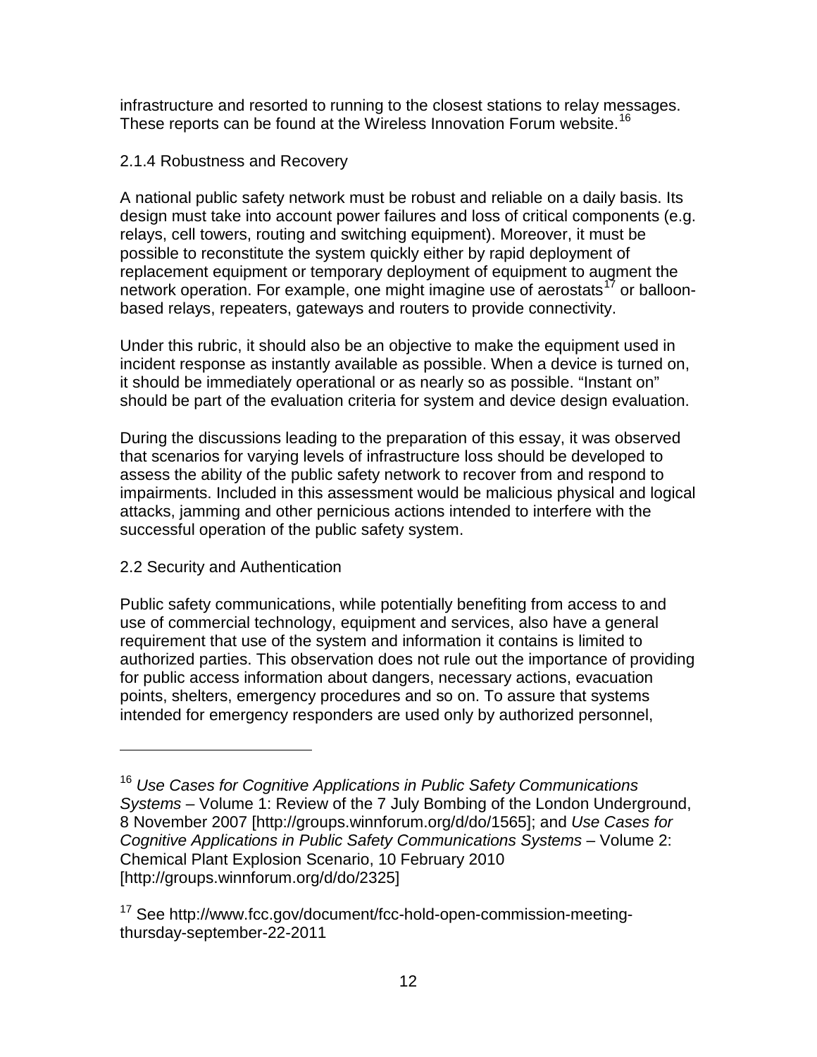infrastructure and resorted to running to the closest stations to relay messages. These reports can be found at the Wireless Innovation Forum website.[16]

### 2.1.4 Robustness and Recovery

A national public safety network must be robust and reliable on a daily basis. Its design must take into account power failures and loss of critical components (e.g. relays, cell towers, routing and switching equipment). Moreover, it must be possible to reconstitute the system quickly either by rapid deployment of replacement equipment or temporary deployment of equipment to augment the network operation. For example, one might imagine use of aerostats[17] or balloon-based relays, repeaters, gateways and routers to provide connectivity.

Under this rubric, it should also be an objective to make the equipment used in incident response as instantly available as possible. When a device is turned on, it should be immediately operational or as nearly so as possible. "Instant on" should be part of the evaluation criteria for system and device design evaluation.

During the discussions leading to the preparation of this essay, it was observed that scenarios for varying levels of infrastructure loss should be developed to assess the ability of the public safety network to recover from and respond to impairments. Included in this assessment would be malicious physical and logical attacks, jamming and other pernicious actions intended to interfere with the successful operation of the public safety system.

## 2.2 Security and Authentication

Public safety communications, while potentially benefiting from access to and use of commercial technology, equipment and services, also have a general requirement that use of the system and information it contains is limited to authorized parties. This observation does not rule out the importance of providing for public access information about dangers, necessary actions, evacuation points, shelters, emergency procedures and so on. To assure that systems intended for emergency responders are used only by authorized personnel,

---

[16] *Use Cases for Cognitive Applications in Public Safety Communications Systems* – Volume 1: Review of the 7 July Bombing of the London Underground, 8 November 2007 [http://groups.winnforum.org/d/do/1565]; and *Use Cases for Cognitive Applications in Public Safety Communications Systems* – Volume 2: Chemical Plant Explosion Scenario, 10 February 2010 [http://groups.winnforum.org/d/do/2325]

[17] See http://www.fcc.gov/document/fcc-hold-open-commission-meeting-thursday-september-22-2011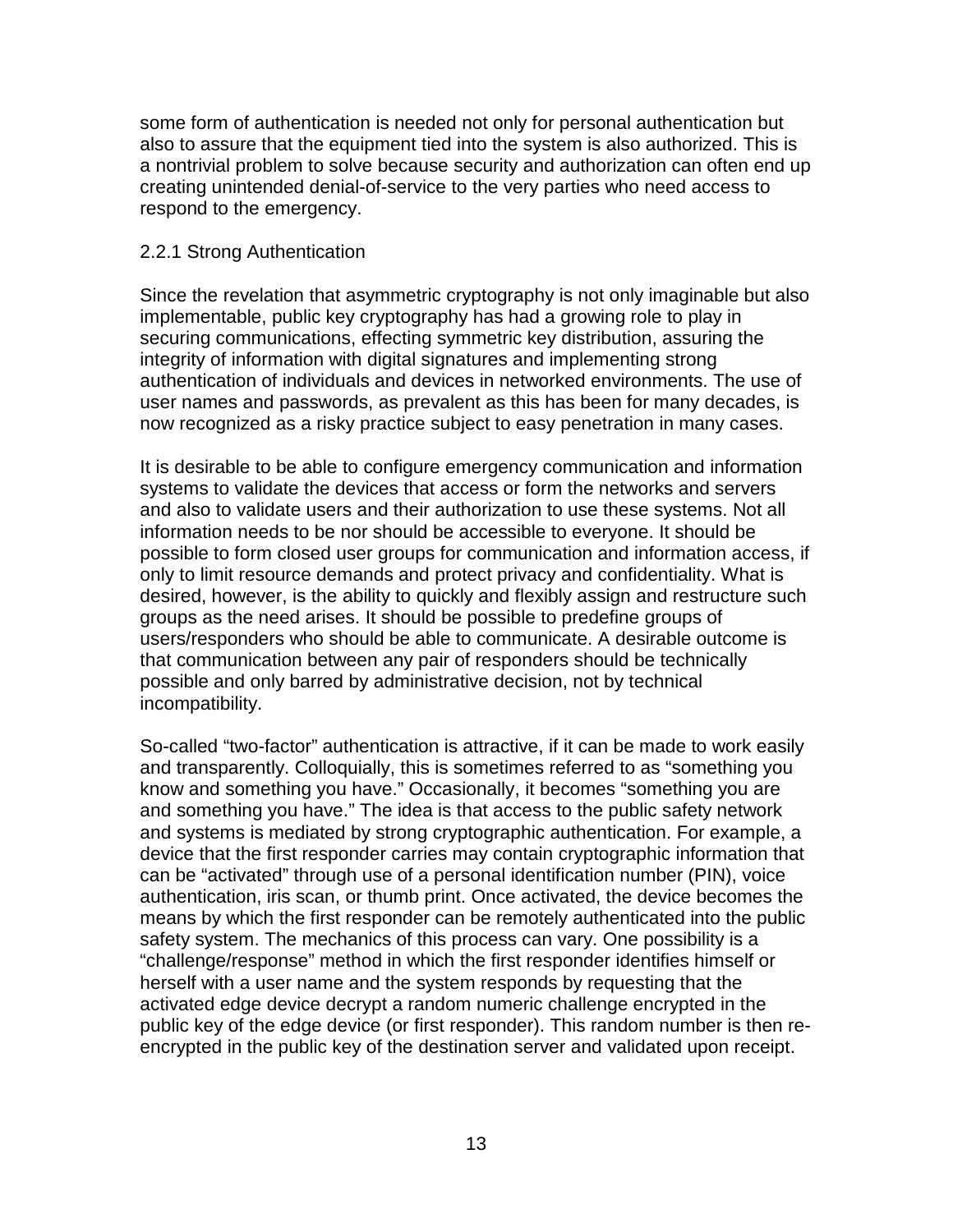some form of authentication is needed not only for personal authentication but also to assure that the equipment tied into the system is also authorized. This is a nontrivial problem to solve because security and authorization can often end up creating unintended denial-of-service to the very parties who need access to respond to the emergency.

### 2.2.1 Strong Authentication

Since the revelation that asymmetric cryptography is not only imaginable but also implementable, public key cryptography has had a growing role to play in securing communications, effecting symmetric key distribution, assuring the integrity of information with digital signatures and implementing strong authentication of individuals and devices in networked environments. The use of user names and passwords, as prevalent as this has been for many decades, is now recognized as a risky practice subject to easy penetration in many cases.

It is desirable to be able to configure emergency communication and information systems to validate the devices that access or form the networks and servers and also to validate users and their authorization to use these systems. Not all information needs to be nor should be accessible to everyone. It should be possible to form closed user groups for communication and information access, if only to limit resource demands and protect privacy and confidentiality. What is desired, however, is the ability to quickly and flexibly assign and restructure such groups as the need arises. It should be possible to predefine groups of users/responders who should be able to communicate. A desirable outcome is that communication between any pair of responders should be technically possible and only barred by administrative decision, not by technical incompatibility.

So-called "two-factor" authentication is attractive, if it can be made to work easily and transparently. Colloquially, this is sometimes referred to as "something you know and something you have." Occasionally, it becomes "something you are and something you have." The idea is that access to the public safety network and systems is mediated by strong cryptographic authentication. For example, a device that the first responder carries may contain cryptographic information that can be "activated" through use of a personal identification number (PIN), voice authentication, iris scan, or thumb print. Once activated, the device becomes the means by which the first responder can be remotely authenticated into the public safety system. The mechanics of this process can vary. One possibility is a "challenge/response" method in which the first responder identifies himself or herself with a user name and the system responds by requesting that the activated edge device decrypt a random numeric challenge encrypted in the public key of the edge device (or first responder). This random number is then re-encrypted in the public key of the destination server and validated upon receipt.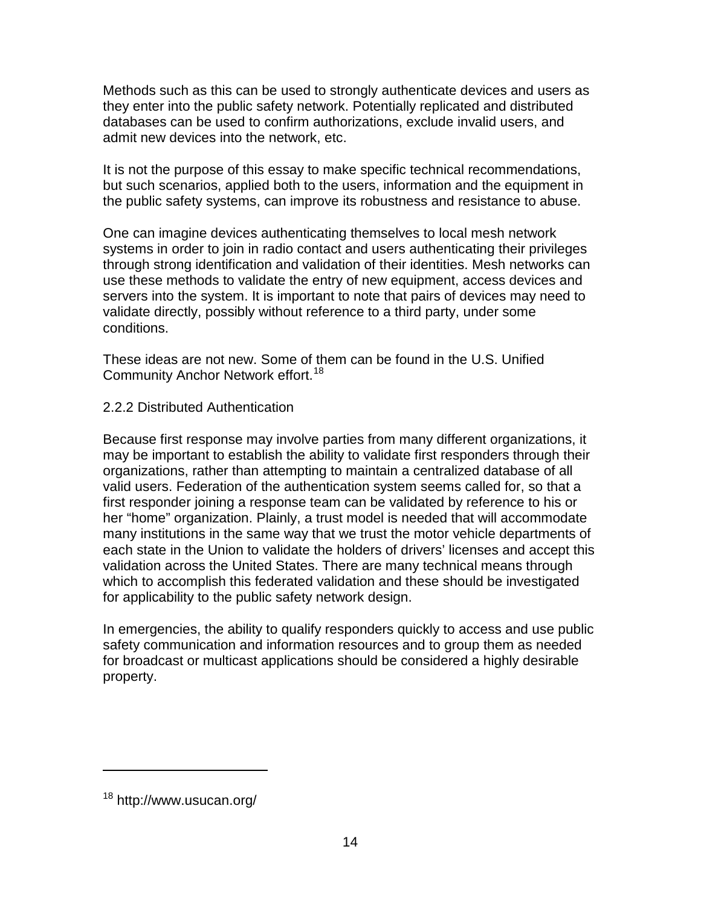Methods such as this can be used to strongly authenticate devices and users as they enter into the public safety network. Potentially replicated and distributed databases can be used to confirm authorizations, exclude invalid users, and admit new devices into the network, etc.

It is not the purpose of this essay to make specific technical recommendations, but such scenarios, applied both to the users, information and the equipment in the public safety systems, can improve its robustness and resistance to abuse.

One can imagine devices authenticating themselves to local mesh network systems in order to join in radio contact and users authenticating their privileges through strong identification and validation of their identities. Mesh networks can use these methods to validate the entry of new equipment, access devices and servers into the system. It is important to note that pairs of devices may need to validate directly, possibly without reference to a third party, under some conditions.

These ideas are not new. Some of them can be found in the U.S. Unified Community Anchor Network effort.[18]

### 2.2.2 Distributed Authentication

Because first response may involve parties from many different organizations, it may be important to establish the ability to validate first responders through their organizations, rather than attempting to maintain a centralized database of all valid users. Federation of the authentication system seems called for, so that a first responder joining a response team can be validated by reference to his or her "home" organization. Plainly, a trust model is needed that will accommodate many institutions in the same way that we trust the motor vehicle departments of each state in the Union to validate the holders of drivers' licenses and accept this validation across the United States. There are many technical means through which to accomplish this federated validation and these should be investigated for applicability to the public safety network design.

In emergencies, the ability to qualify responders quickly to access and use public safety communication and information resources and to group them as needed for broadcast or multicast applications should be considered a highly desirable property.

---

[18] http://www.usucan.org/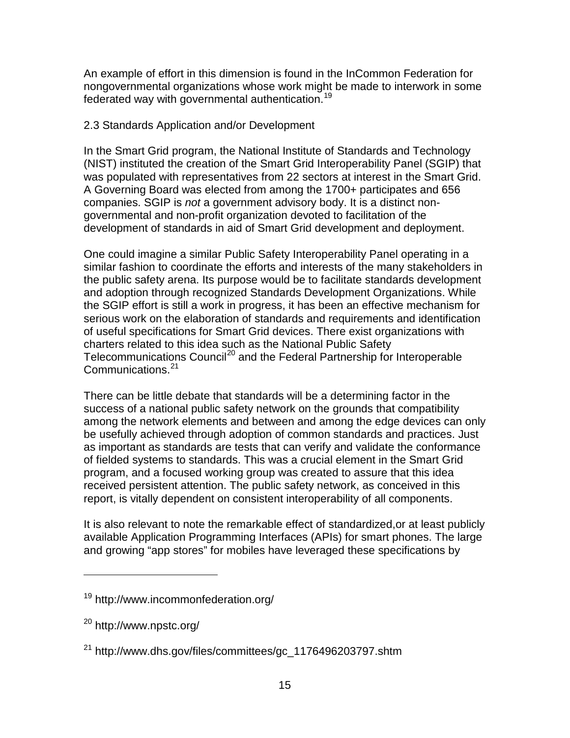An example of effort in this dimension is found in the InCommon Federation for nongovernmental organizations whose work might be made to interwork in some federated way with governmental authentication.[19]

## 2.3 Standards Application and/or Development

In the Smart Grid program, the National Institute of Standards and Technology (NIST) instituted the creation of the Smart Grid Interoperability Panel (SGIP) that was populated with representatives from 22 sectors at interest in the Smart Grid. A Governing Board was elected from among the 1700+ participates and 656 companies. SGIP is *not* a government advisory body. It is a distinct non-governmental and non-profit organization devoted to facilitation of the development of standards in aid of Smart Grid development and deployment.

One could imagine a similar Public Safety Interoperability Panel operating in a similar fashion to coordinate the efforts and interests of the many stakeholders in the public safety arena. Its purpose would be to facilitate standards development and adoption through recognized Standards Development Organizations. While the SGIP effort is still a work in progress, it has been an effective mechanism for serious work on the elaboration of standards and requirements and identification of useful specifications for Smart Grid devices. There exist organizations with charters related to this idea such as the National Public Safety Telecommunications Council[20] and the Federal Partnership for Interoperable Communications.[21]

There can be little debate that standards will be a determining factor in the success of a national public safety network on the grounds that compatibility among the network elements and between and among the edge devices can only be usefully achieved through adoption of common standards and practices. Just as important as standards are tests that can verify and validate the conformance of fielded systems to standards. This was a crucial element in the Smart Grid program, and a focused working group was created to assure that this idea received persistent attention. The public safety network, as conceived in this report, is vitally dependent on consistent interoperability of all components.

It is also relevant to note the remarkable effect of standardized,or at least publicly available Application Programming Interfaces (APIs) for smart phones. The large and growing "app stores" for mobiles have leveraged these specifications by

---

[19] http://www.incommonfederation.org/

[20] http://www.npstc.org/

[21] http://www.dhs.gov/files/committees/gc_1176496203797.shtm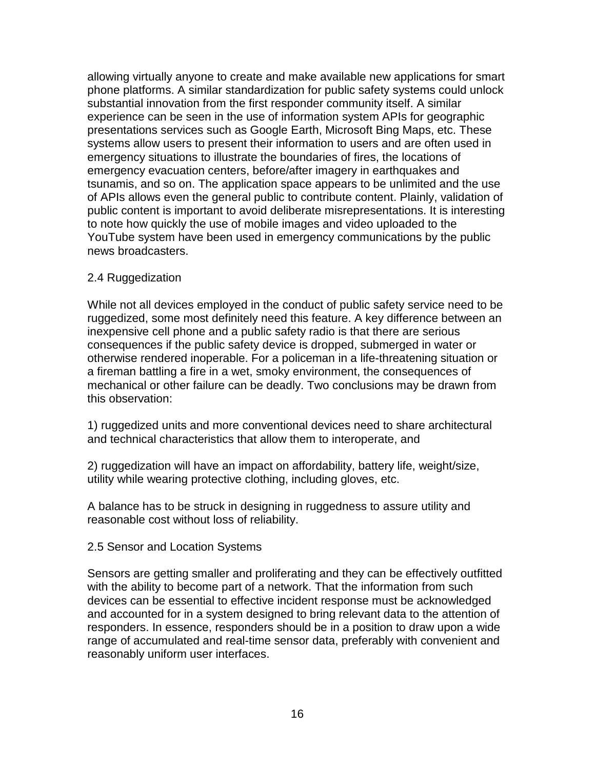allowing virtually anyone to create and make available new applications for smart phone platforms. A similar standardization for public safety systems could unlock substantial innovation from the first responder community itself. A similar experience can be seen in the use of information system APIs for geographic presentations services such as Google Earth, Microsoft Bing Maps, etc. These systems allow users to present their information to users and are often used in emergency situations to illustrate the boundaries of fires, the locations of emergency evacuation centers, before/after imagery in earthquakes and tsunamis, and so on. The application space appears to be unlimited and the use of APIs allows even the general public to contribute content. Plainly, validation of public content is important to avoid deliberate misrepresentations. It is interesting to note how quickly the use of mobile images and video uploaded to the YouTube system have been used in emergency communications by the public news broadcasters.

## 2.4 Ruggedization

While not all devices employed in the conduct of public safety service need to be ruggedized, some most definitely need this feature. A key difference between an inexpensive cell phone and a public safety radio is that there are serious consequences if the public safety device is dropped, submerged in water or otherwise rendered inoperable. For a policeman in a life-threatening situation or a fireman battling a fire in a wet, smoky environment, the consequences of mechanical or other failure can be deadly. Two conclusions may be drawn from this observation:

1) ruggedized units and more conventional devices need to share architectural and technical characteristics that allow them to interoperate, and

2) ruggedization will have an impact on affordability, battery life, weight/size, utility while wearing protective clothing, including gloves, etc.

A balance has to be struck in designing in ruggedness to assure utility and reasonable cost without loss of reliability.

## 2.5 Sensor and Location Systems

Sensors are getting smaller and proliferating and they can be effectively outfitted with the ability to become part of a network. That the information from such devices can be essential to effective incident response must be acknowledged and accounted for in a system designed to bring relevant data to the attention of responders. In essence, responders should be in a position to draw upon a wide range of accumulated and real-time sensor data, preferably with convenient and reasonably uniform user interfaces.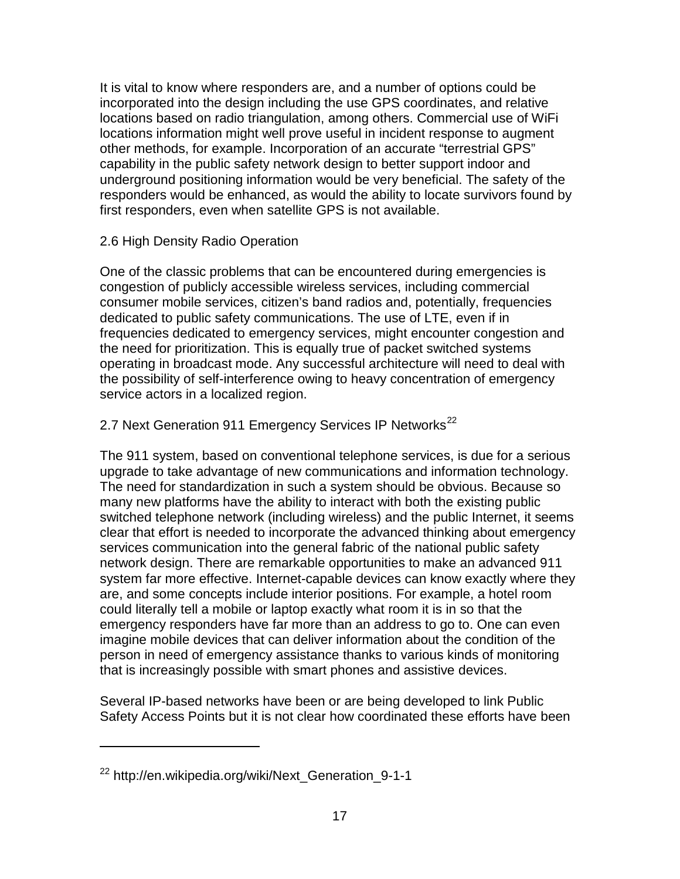It is vital to know where responders are, and a number of options could be incorporated into the design including the use GPS coordinates, and relative locations based on radio triangulation, among others. Commercial use of WiFi locations information might well prove useful in incident response to augment other methods, for example. Incorporation of an accurate "terrestrial GPS" capability in the public safety network design to better support indoor and underground positioning information would be very beneficial. The safety of the responders would be enhanced, as would the ability to locate survivors found by first responders, even when satellite GPS is not available.

## 2.6 High Density Radio Operation

One of the classic problems that can be encountered during emergencies is congestion of publicly accessible wireless services, including commercial consumer mobile services, citizen's band radios and, potentially, frequencies dedicated to public safety communications. The use of LTE, even if in frequencies dedicated to emergency services, might encounter congestion and the need for prioritization. This is equally true of packet switched systems operating in broadcast mode. Any successful architecture will need to deal with the possibility of self-interference owing to heavy concentration of emergency service actors in a localized region.

## 2.7 Next Generation 911 Emergency Services IP Networks[22]

The 911 system, based on conventional telephone services, is due for a serious upgrade to take advantage of new communications and information technology. The need for standardization in such a system should be obvious. Because so many new platforms have the ability to interact with both the existing public switched telephone network (including wireless) and the public Internet, it seems clear that effort is needed to incorporate the advanced thinking about emergency services communication into the general fabric of the national public safety network design. There are remarkable opportunities to make an advanced 911 system far more effective. Internet-capable devices can know exactly where they are, and some concepts include interior positions. For example, a hotel room could literally tell a mobile or laptop exactly what room it is in so that the emergency responders have far more than an address to go to. One can even imagine mobile devices that can deliver information about the condition of the person in need of emergency assistance thanks to various kinds of monitoring that is increasingly possible with smart phones and assistive devices.

Several IP-based networks have been or are being developed to link Public Safety Access Points but it is not clear how coordinated these efforts have been

---

[22] http://en.wikipedia.org/wiki/Next_Generation_9-1-1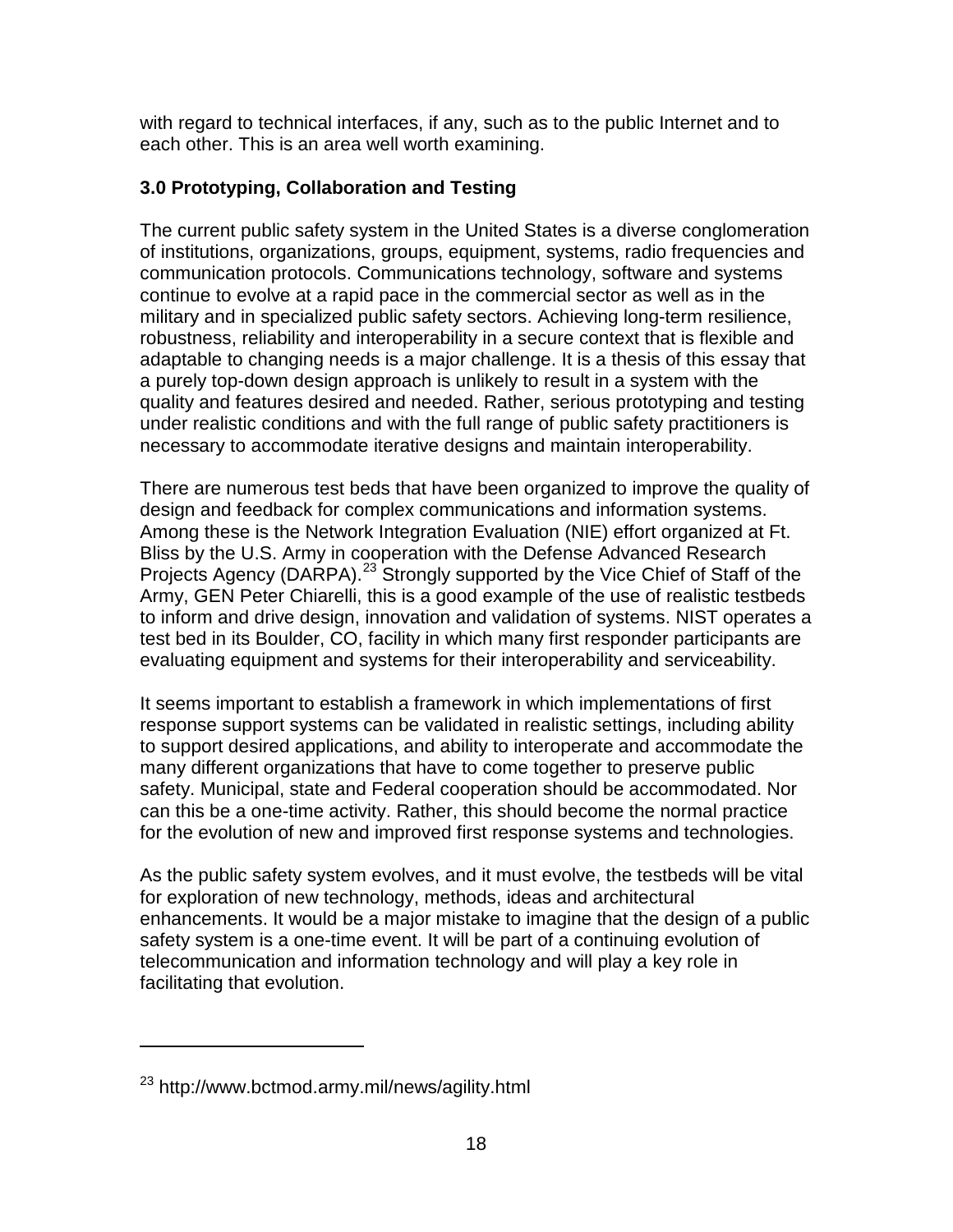with regard to technical interfaces, if any, such as to the public Internet and to each other. This is an area well worth examining.

## 3.0 Prototyping, Collaboration and Testing

The current public safety system in the United States is a diverse conglomeration of institutions, organizations, groups, equipment, systems, radio frequencies and communication protocols. Communications technology, software and systems continue to evolve at a rapid pace in the commercial sector as well as in the military and in specialized public safety sectors. Achieving long-term resilience, robustness, reliability and interoperability in a secure context that is flexible and adaptable to changing needs is a major challenge. It is a thesis of this essay that a purely top-down design approach is unlikely to result in a system with the quality and features desired and needed. Rather, serious prototyping and testing under realistic conditions and with the full range of public safety practitioners is necessary to accommodate iterative designs and maintain interoperability.

There are numerous test beds that have been organized to improve the quality of design and feedback for complex communications and information systems. Among these is the Network Integration Evaluation (NIE) effort organized at Ft. Bliss by the U.S. Army in cooperation with the Defense Advanced Research Projects Agency (DARPA).[23] Strongly supported by the Vice Chief of Staff of the Army, GEN Peter Chiarelli, this is a good example of the use of realistic testbeds to inform and drive design, innovation and validation of systems. NIST operates a test bed in its Boulder, CO, facility in which many first responder participants are evaluating equipment and systems for their interoperability and serviceability.

It seems important to establish a framework in which implementations of first response support systems can be validated in realistic settings, including ability to support desired applications, and ability to interoperate and accommodate the many different organizations that have to come together to preserve public safety. Municipal, state and Federal cooperation should be accommodated. Nor can this be a one-time activity. Rather, this should become the normal practice for the evolution of new and improved first response systems and technologies.

As the public safety system evolves, and it must evolve, the testbeds will be vital for exploration of new technology, methods, ideas and architectural enhancements. It would be a major mistake to imagine that the design of a public safety system is a one-time event. It will be part of a continuing evolution of telecommunication and information technology and will play a key role in facilitating that evolution.

---

[23] http://www.bctmod.army.mil/news/agility.html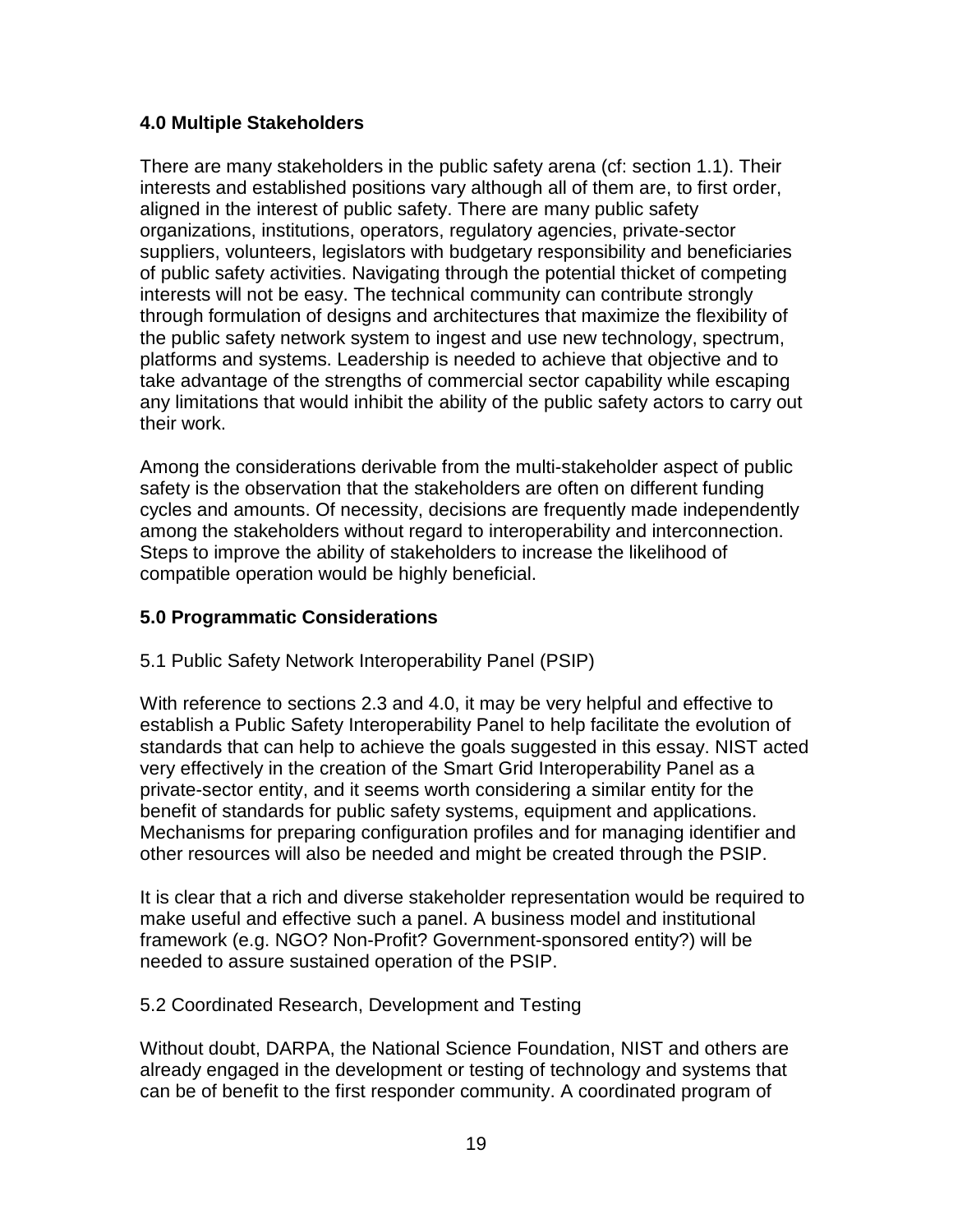## 4.0 Multiple Stakeholders

There are many stakeholders in the public safety arena (cf: section 1.1). Their interests and established positions vary although all of them are, to first order, aligned in the interest of public safety. There are many public safety organizations, institutions, operators, regulatory agencies, private-sector suppliers, volunteers, legislators with budgetary responsibility and beneficiaries of public safety activities. Navigating through the potential thicket of competing interests will not be easy. The technical community can contribute strongly through formulation of designs and architectures that maximize the flexibility of the public safety network system to ingest and use new technology, spectrum, platforms and systems. Leadership is needed to achieve that objective and to take advantage of the strengths of commercial sector capability while escaping any limitations that would inhibit the ability of the public safety actors to carry out their work.

Among the considerations derivable from the multi-stakeholder aspect of public safety is the observation that the stakeholders are often on different funding cycles and amounts. Of necessity, decisions are frequently made independently among the stakeholders without regard to interoperability and interconnection. Steps to improve the ability of stakeholders to increase the likelihood of compatible operation would be highly beneficial.

## 5.0 Programmatic Considerations

### 5.1 Public Safety Network Interoperability Panel (PSIP)

With reference to sections 2.3 and 4.0, it may be very helpful and effective to establish a Public Safety Interoperability Panel to help facilitate the evolution of standards that can help to achieve the goals suggested in this essay. NIST acted very effectively in the creation of the Smart Grid Interoperability Panel as a private-sector entity, and it seems worth considering a similar entity for the benefit of standards for public safety systems, equipment and applications. Mechanisms for preparing configuration profiles and for managing identifier and other resources will also be needed and might be created through the PSIP.

It is clear that a rich and diverse stakeholder representation would be required to make useful and effective such a panel. A business model and institutional framework (e.g. NGO? Non-Profit? Government-sponsored entity?) will be needed to assure sustained operation of the PSIP.

### 5.2 Coordinated Research, Development and Testing

Without doubt, DARPA, the National Science Foundation, NIST and others are already engaged in the development or testing of technology and systems that can be of benefit to the first responder community. A coordinated program of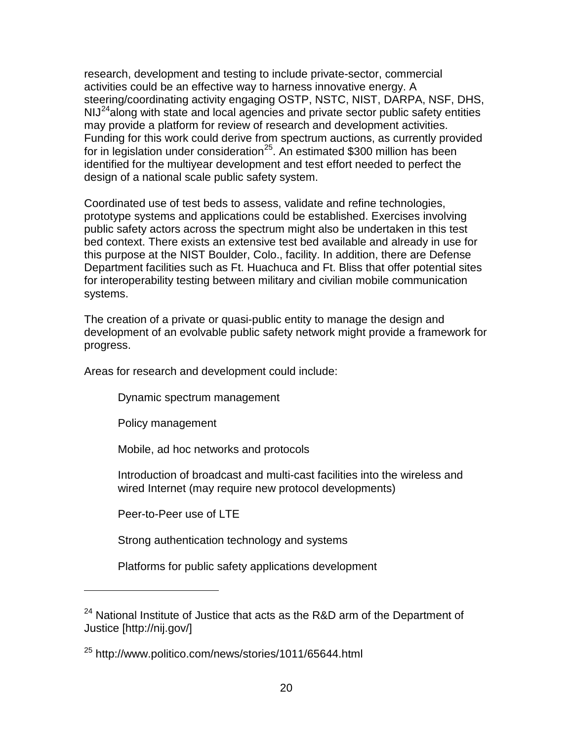research, development and testing to include private-sector, commercial activities could be an effective way to harness innovative energy. A steering/coordinating activity engaging OSTP, NSTC, NIST, DARPA, NSF, DHS, NIJ[24] along with state and local agencies and private sector public safety entities may provide a platform for review of research and development activities. Funding for this work could derive from spectrum auctions, as currently provided for in legislation under consideration[25]. An estimated $300 million has been identified for the multiyear development and test effort needed to perfect the design of a national scale public safety system.

Coordinated use of test beds to assess, validate and refine technologies, prototype systems and applications could be established. Exercises involving public safety actors across the spectrum might also be undertaken in this test bed context. There exists an extensive test bed available and already in use for this purpose at the NIST Boulder, Colo., facility. In addition, there are Defense Department facilities such as Ft. Huachuca and Ft. Bliss that offer potential sites for interoperability testing between military and civilian mobile communication systems.

The creation of a private or quasi-public entity to manage the design and development of an evolvable public safety network might provide a framework for progress.

Areas for research and development could include:

- Dynamic spectrum management
- Policy management
- Mobile, ad hoc networks and protocols
- Introduction of broadcast and multi-cast facilities into the wireless and wired Internet (may require new protocol developments)
- Peer-to-Peer use of LTE
- Strong authentication technology and systems
- Platforms for public safety applications development

---

[24] National Institute of Justice that acts as the R&D arm of the Department of Justice [http://nij.gov/]

[25] http://www.politico.com/news/stories/1011/65644.html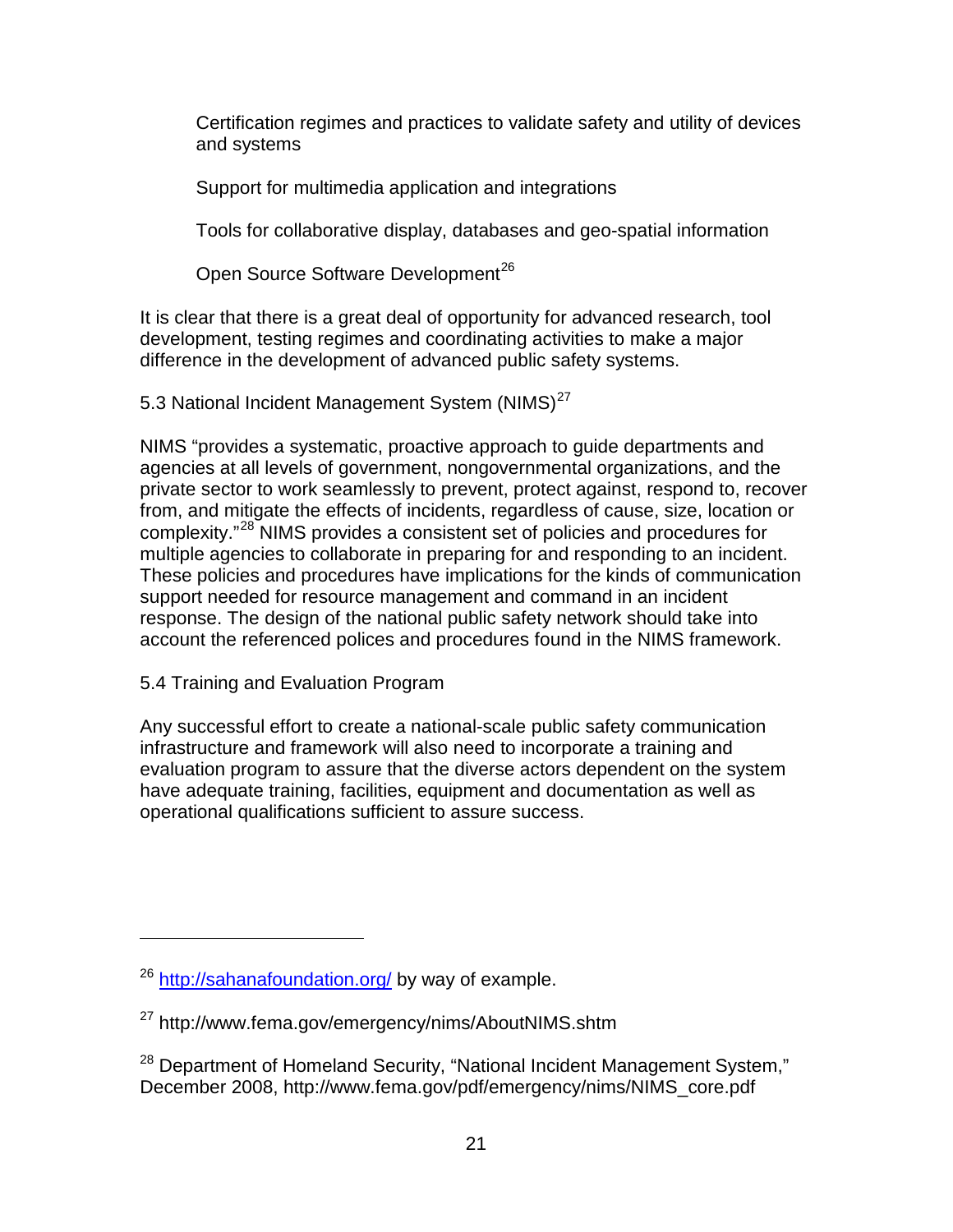Certification regimes and practices to validate safety and utility of devices and systems

Support for multimedia application and integrations

Tools for collaborative display, databases and geo-spatial information

Open Source Software Development[26]

It is clear that there is a great deal of opportunity for advanced research, tool development, testing regimes and coordinating activities to make a major difference in the development of advanced public safety systems.

## 5.3 National Incident Management System (NIMS)[27]

NIMS "provides a systematic, proactive approach to guide departments and agencies at all levels of government, nongovernmental organizations, and the private sector to work seamlessly to prevent, protect against, respond to, recover from, and mitigate the effects of incidents, regardless of cause, size, location or complexity."[28] NIMS provides a consistent set of policies and procedures for multiple agencies to collaborate in preparing for and responding to an incident. These policies and procedures have implications for the kinds of communication support needed for resource management and command in an incident response. The design of the national public safety network should take into account the referenced polices and procedures found in the NIMS framework.

## 5.4 Training and Evaluation Program

Any successful effort to create a national-scale public safety communication infrastructure and framework will also need to incorporate a training and evaluation program to assure that the diverse actors dependent on the system have adequate training, facilities, equipment and documentation as well as operational qualifications sufficient to assure success.

---

[26] http://sahanafoundation.org/ by way of example.

[27] http://www.fema.gov/emergency/nims/AboutNIMS.shtm

[28] Department of Homeland Security, "National Incident Management System," December 2008, http://www.fema.gov/pdf/emergency/nims/NIMS_core.pdf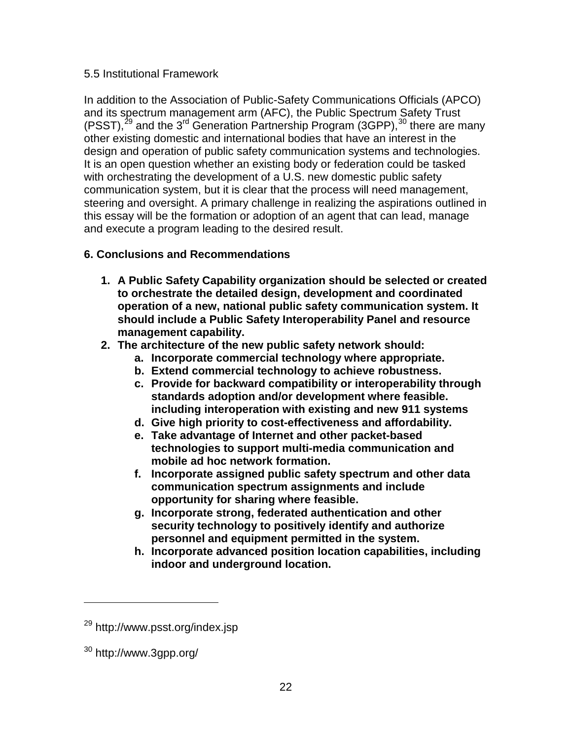5.5 Institutional Framework

In addition to the Association of Public-Safety Communications Officials (APCO) and its spectrum management arm (AFC), the Public Spectrum Safety Trust (PSST),[29] and the 3rd Generation Partnership Program (3GPP),[30] there are many other existing domestic and international bodies that have an interest in the design and operation of public safety communication systems and technologies. It is an open question whether an existing body or federation could be tasked with orchestrating the development of a U.S. new domestic public safety communication system, but it is clear that the process will need management, steering and oversight. A primary challenge in realizing the aspirations outlined in this essay will be the formation or adoption of an agent that can lead, manage and execute a program leading to the desired result.

## 6. Conclusions and Recommendations

1. **A Public Safety Capability organization should be selected or created to orchestrate the detailed design, development and coordinated operation of a new, national public safety communication system. It should include a Public Safety Interoperability Panel and resource management capability.**
2. **The architecture of the new public safety network should:**
    a. **Incorporate commercial technology where appropriate.**
    b. **Extend commercial technology to achieve robustness.**
    c. **Provide for backward compatibility or interoperability through standards adoption and/or development where feasible. including interoperation with existing and new 911 systems**
    d. **Give high priority to cost-effectiveness and affordability.**
    e. **Take advantage of Internet and other packet-based technologies to support multi-media communication and mobile ad hoc network formation.**
    f. **Incorporate assigned public safety spectrum and other data communication spectrum assignments and include opportunity for sharing where feasible.**
    g. **Incorporate strong, federated authentication and other security technology to positively identify and authorize personnel and equipment permitted in the system.**
    h. **Incorporate advanced position location capabilities, including indoor and underground location.**

---

[29] http://www.psst.org/index.jsp

[30] http://www.3gpp.org/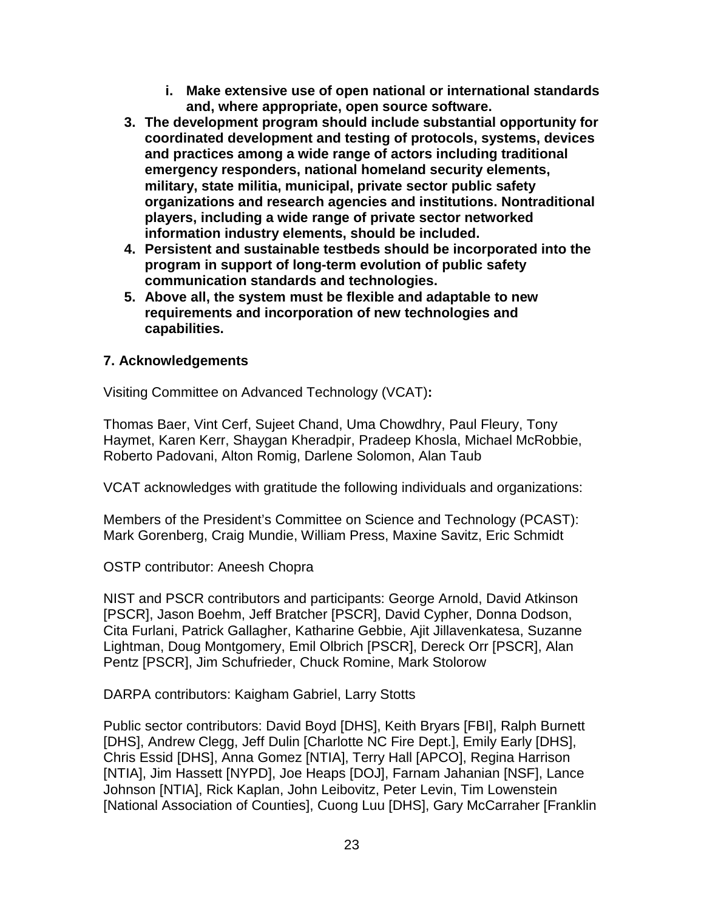i. **Make extensive use of open national or international standards and, where appropriate, open source software.**

3. **The development program should include substantial opportunity for coordinated development and testing of protocols, systems, devices and practices among a wide range of actors including traditional emergency responders, national homeland security elements, military, state militia, municipal, private sector public safety organizations and research agencies and institutions. Nontraditional players, including a wide range of private sector networked information industry elements, should be included.**
4. **Persistent and sustainable testbeds should be incorporated into the program in support of long-term evolution of public safety communication standards and technologies.**
5. **Above all, the system must be flexible and adaptable to new requirements and incorporation of new technologies and capabilities.**

### 7. Acknowledgements

Visiting Committee on Advanced Technology (VCAT)**:**

Thomas Baer, Vint Cerf, Sujeet Chand, Uma Chowdhry, Paul Fleury, Tony Haymet, Karen Kerr, Shaygan Kheradpir, Pradeep Khosla, Michael McRobbie, Roberto Padovani, Alton Romig, Darlene Solomon, Alan Taub

VCAT acknowledges with gratitude the following individuals and organizations:

Members of the President's Committee on Science and Technology (PCAST): Mark Gorenberg, Craig Mundie, William Press, Maxine Savitz, Eric Schmidt

OSTP contributor: Aneesh Chopra

NIST and PSCR contributors and participants: George Arnold, David Atkinson [PSCR], Jason Boehm, Jeff Bratcher [PSCR], David Cypher, Donna Dodson, Cita Furlani, Patrick Gallagher, Katharine Gebbie, Ajit Jillavenkatesa, Suzanne Lightman, Doug Montgomery, Emil Olbrich [PSCR], Dereck Orr [PSCR], Alan Pentz [PSCR], Jim Schufrieder, Chuck Romine, Mark Stolorow

DARPA contributors: Kaigham Gabriel, Larry Stotts

Public sector contributors: David Boyd [DHS], Keith Bryars [FBI], Ralph Burnett [DHS], Andrew Clegg, Jeff Dulin [Charlotte NC Fire Dept.], Emily Early [DHS], Chris Essid [DHS], Anna Gomez [NTIA], Terry Hall [APCO], Regina Harrison [NTIA], Jim Hassett [NYPD], Joe Heaps [DOJ], Farnam Jahanian [NSF], Lance Johnson [NTIA], Rick Kaplan, John Leibovitz, Peter Levin, Tim Lowenstein [National Association of Counties], Cuong Luu [DHS], Gary McCarraher [Franklin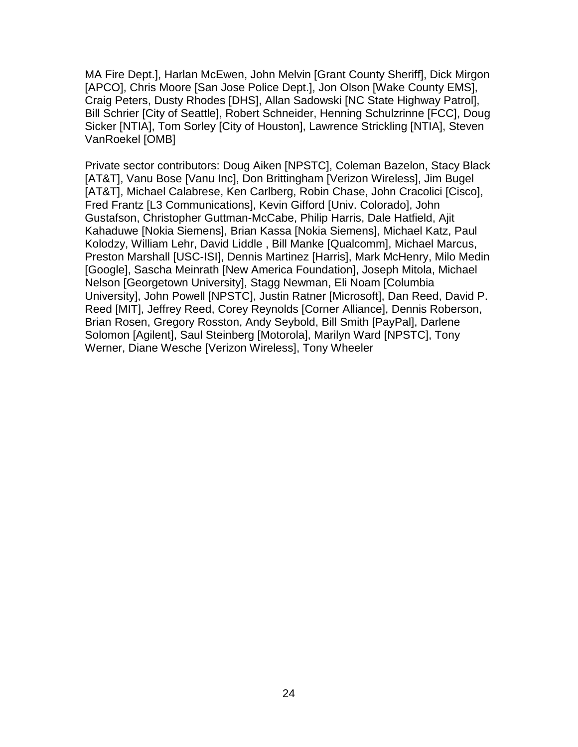MA Fire Dept.], Harlan McEwen, John Melvin [Grant County Sheriff], Dick Mirgon [APCO], Chris Moore [San Jose Police Dept.], Jon Olson [Wake County EMS], Craig Peters, Dusty Rhodes [DHS], Allan Sadowski [NC State Highway Patrol], Bill Schrier [City of Seattle], Robert Schneider, Henning Schulzrinne [FCC], Doug Sicker [NTIA], Tom Sorley [City of Houston], Lawrence Strickling [NTIA], Steven VanRoekel [OMB]

Private sector contributors: Doug Aiken [NPSTC], Coleman Bazelon, Stacy Black [AT&T], Vanu Bose [Vanu Inc], Don Brittingham [Verizon Wireless], Jim Bugel [AT&T], Michael Calabrese, Ken Carlberg, Robin Chase, John Cracolici [Cisco], Fred Frantz [L3 Communications], Kevin Gifford [Univ. Colorado], John Gustafson, Christopher Guttman-McCabe, Philip Harris, Dale Hatfield, Ajit Kahaduwe [Nokia Siemens], Brian Kassa [Nokia Siemens], Michael Katz, Paul Kolodzy, William Lehr, David Liddle , Bill Manke [Qualcomm], Michael Marcus, Preston Marshall [USC-ISI], Dennis Martinez [Harris], Mark McHenry, Milo Medin [Google], Sascha Meinrath [New America Foundation], Joseph Mitola, Michael Nelson [Georgetown University], Stagg Newman, Eli Noam [Columbia University], John Powell [NPSTC], Justin Ratner [Microsoft], Dan Reed, David P. Reed [MIT], Jeffrey Reed, Corey Reynolds [Corner Alliance], Dennis Roberson, Brian Rosen, Gregory Rosston, Andy Seybold, Bill Smith [PayPal], Darlene Solomon [Agilent], Saul Steinberg [Motorola], Marilyn Ward [NPSTC], Tony Werner, Diane Wesche [Verizon Wireless], Tony Wheeler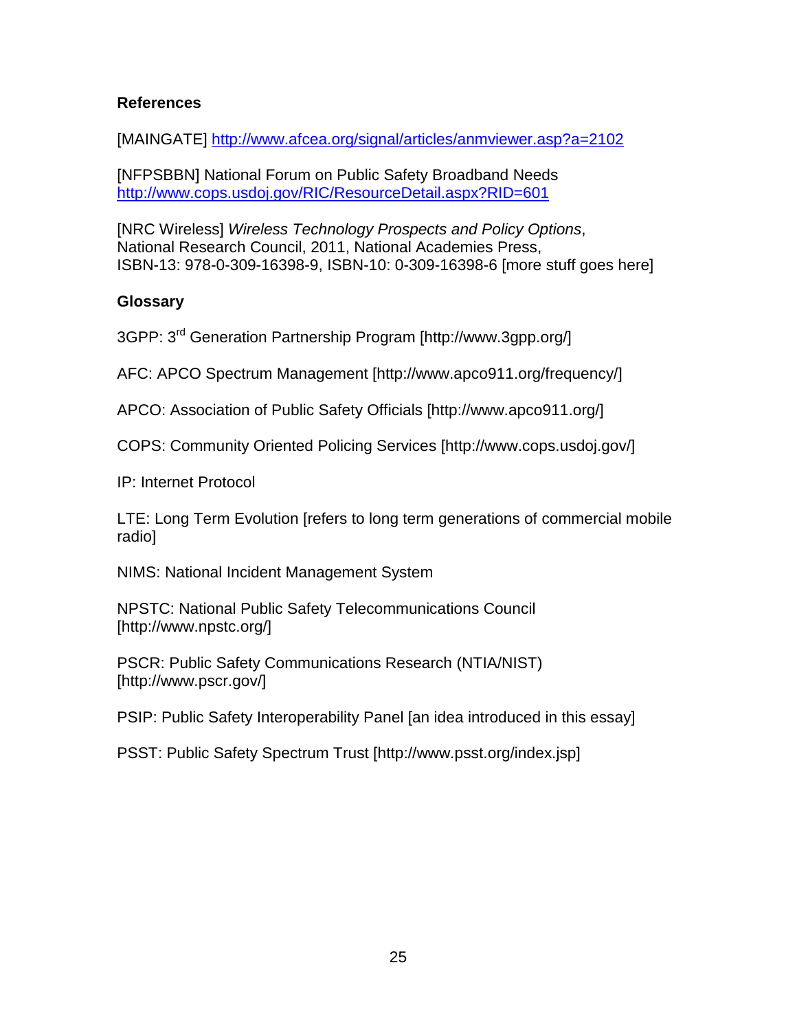## References

[MAINGATE] http://www.afcea.org/signal/articles/anmviewer.asp?a=2102

[NFPSBBN] National Forum on Public Safety Broadband Needs
http://www.cops.usdoj.gov/RIC/ResourceDetail.aspx?RID=601

[NRC Wireless] *Wireless Technology Prospects and Policy Options*, National Research Council, 2011, National Academies Press, ISBN-13: 978-0-309-16398-9, ISBN-10: 0-309-16398-6 [more stuff goes here]

## Glossary

3GPP: 3rd Generation Partnership Program [http://www.3gpp.org/]

AFC: APCO Spectrum Management [http://www.apco911.org/frequency/]

APCO: Association of Public Safety Officials [http://www.apco911.org/]

COPS: Community Oriented Policing Services [http://www.cops.usdoj.gov/]

IP: Internet Protocol

LTE: Long Term Evolution [refers to long term generations of commercial mobile radio]

NIMS: National Incident Management System

NPSTC: National Public Safety Telecommunications Council [http://www.npstc.org/]

PSCR: Public Safety Communications Research (NTIA/NIST) [http://www.pscr.gov/]

PSIP: Public Safety Interoperability Panel [an idea introduced in this essay]

PSST: Public Safety Spectrum Trust [http://www.psst.org/index.jsp]